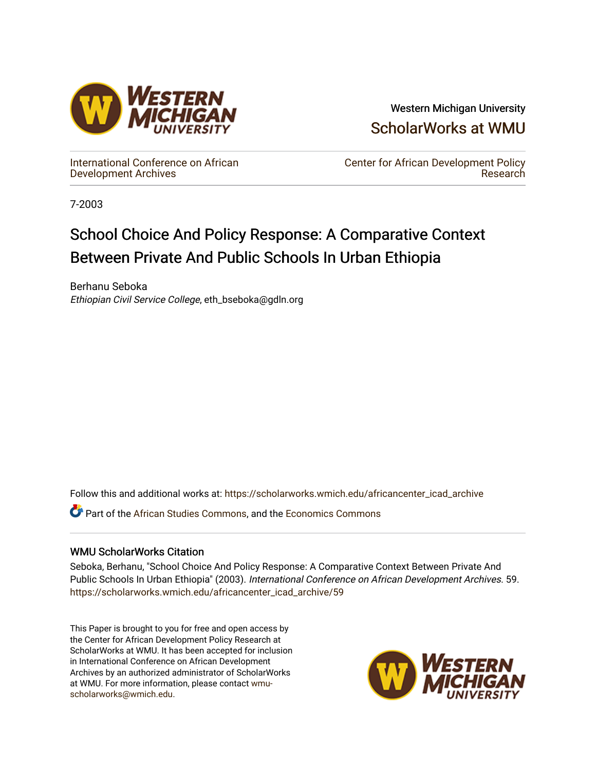Western Michigan University

ScholarWorks at WMU

International Conference on African Development Archives

Center for African Development Policy Research

7-2003

# School Choice And Policy Response: A Comparative Context Between Private And Public Schools In Urban Ethiopia

Berhanu Seboka

*Ethiopian Civil Service College*, eth_bseboka@gdln.org

Follow this and additional works at: https://scholarworks.wmich.edu/africancenter_icad_archive

Part of the African Studies Commons, and the Economics Commons

## WMU ScholarWorks Citation

Seboka, Berhanu, "School Choice And Policy Response: A Comparative Context Between Private And Public Schools In Urban Ethiopia" (2003). *International Conference on African Development Archives*. 59. https://scholarworks.wmich.edu/africancenter_icad_archive/59

This Paper is brought to you for free and open access by the Center for African Development Policy Research at ScholarWorks at WMU. It has been accepted for inclusion in International Conference on African Development Archives by an authorized administrator of ScholarWorks at WMU. For more information, please contact wmu-scholarworks@wmich.edu.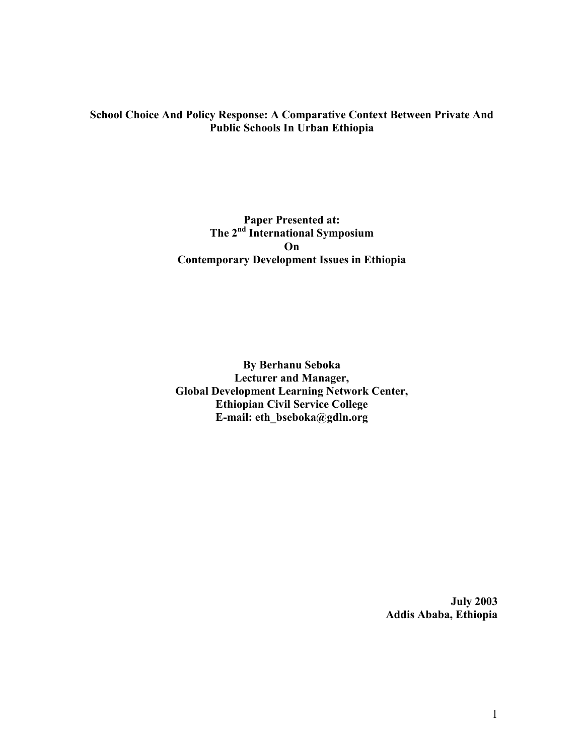**School Choice And Policy Response: A Comparative Context Between Private And Public Schools In Urban Ethiopia**

**Paper Presented at:**
**The 2nd International Symposium**
**On**
**Contemporary Development Issues in Ethiopia**

**By Berhanu Seboka**
**Lecturer and Manager,**
**Global Development Learning Network Center,**
**Ethiopian Civil Service College**
**E-mail: eth_bseboka@gdln.org**

**July 2003**
**Addis Ababa, Ethiopia**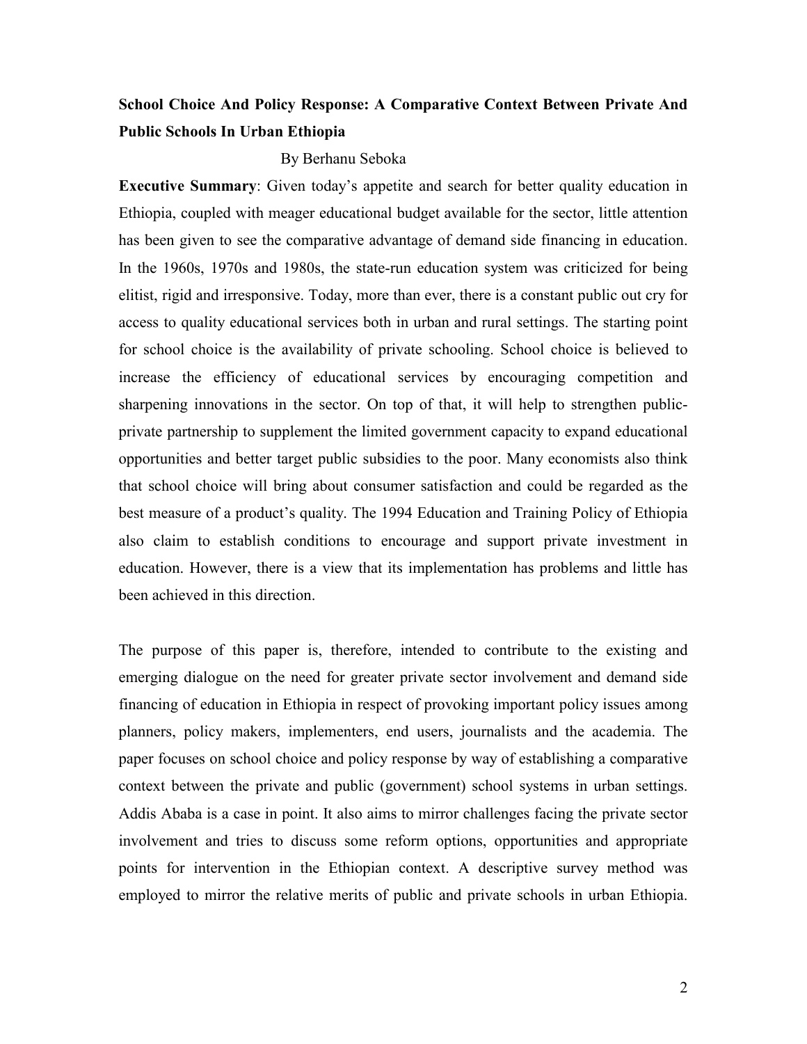**School Choice And Policy Response: A Comparative Context Between Private And Public Schools In Urban Ethiopia**

By Berhanu Seboka

**Executive Summary**: Given today's appetite and search for better quality education in Ethiopia, coupled with meager educational budget available for the sector, little attention has been given to see the comparative advantage of demand side financing in education. In the 1960s, 1970s and 1980s, the state-run education system was criticized for being elitist, rigid and irresponsive. Today, more than ever, there is a constant public out cry for access to quality educational services both in urban and rural settings. The starting point for school choice is the availability of private schooling. School choice is believed to increase the efficiency of educational services by encouraging competition and sharpening innovations in the sector. On top of that, it will help to strengthen public-private partnership to supplement the limited government capacity to expand educational opportunities and better target public subsidies to the poor. Many economists also think that school choice will bring about consumer satisfaction and could be regarded as the best measure of a product's quality. The 1994 Education and Training Policy of Ethiopia also claim to establish conditions to encourage and support private investment in education. However, there is a view that its implementation has problems and little has been achieved in this direction.

The purpose of this paper is, therefore, intended to contribute to the existing and emerging dialogue on the need for greater private sector involvement and demand side financing of education in Ethiopia in respect of provoking important policy issues among planners, policy makers, implementers, end users, journalists and the academia. The paper focuses on school choice and policy response by way of establishing a comparative context between the private and public (government) school systems in urban settings. Addis Ababa is a case in point. It also aims to mirror challenges facing the private sector involvement and tries to discuss some reform options, opportunities and appropriate points for intervention in the Ethiopian context. A descriptive survey method was employed to mirror the relative merits of public and private schools in urban Ethiopia.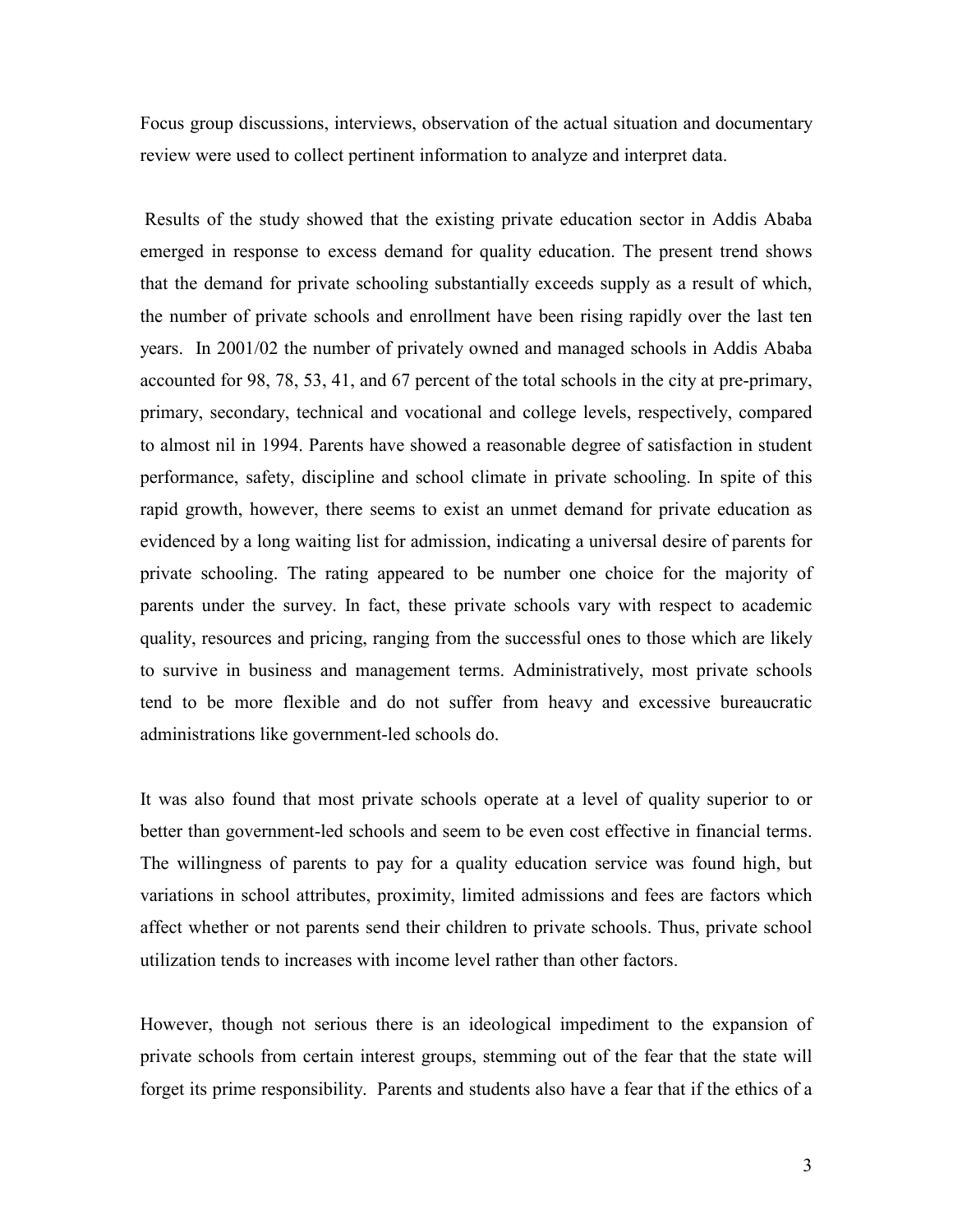Focus group discussions, interviews, observation of the actual situation and documentary review were used to collect pertinent information to analyze and interpret data.

Results of the study showed that the existing private education sector in Addis Ababa emerged in response to excess demand for quality education. The present trend shows that the demand for private schooling substantially exceeds supply as a result of which, the number of private schools and enrollment have been rising rapidly over the last ten years. In 2001/02 the number of privately owned and managed schools in Addis Ababa accounted for 98, 78, 53, 41, and 67 percent of the total schools in the city at pre-primary, primary, secondary, technical and vocational and college levels, respectively, compared to almost nil in 1994. Parents have showed a reasonable degree of satisfaction in student performance, safety, discipline and school climate in private schooling. In spite of this rapid growth, however, there seems to exist an unmet demand for private education as evidenced by a long waiting list for admission, indicating a universal desire of parents for private schooling. The rating appeared to be number one choice for the majority of parents under the survey. In fact, these private schools vary with respect to academic quality, resources and pricing, ranging from the successful ones to those which are likely to survive in business and management terms. Administratively, most private schools tend to be more flexible and do not suffer from heavy and excessive bureaucratic administrations like government-led schools do.

It was also found that most private schools operate at a level of quality superior to or better than government-led schools and seem to be even cost effective in financial terms. The willingness of parents to pay for a quality education service was found high, but variations in school attributes, proximity, limited admissions and fees are factors which affect whether or not parents send their children to private schools. Thus, private school utilization tends to increases with income level rather than other factors.

However, though not serious there is an ideological impediment to the expansion of private schools from certain interest groups, stemming out of the fear that the state will forget its prime responsibility. Parents and students also have a fear that if the ethics of a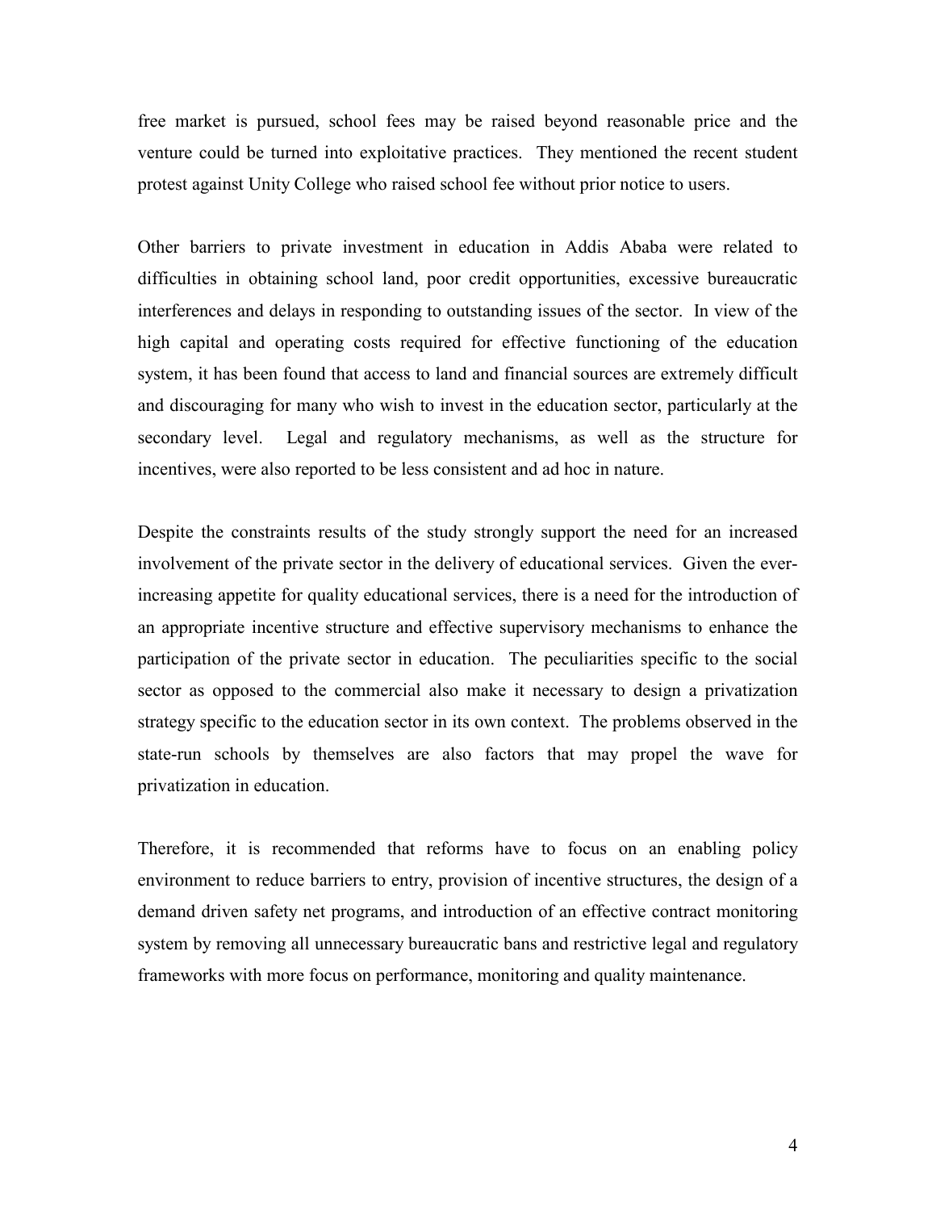free market is pursued, school fees may be raised beyond reasonable price and the venture could be turned into exploitative practices. They mentioned the recent student protest against Unity College who raised school fee without prior notice to users.

Other barriers to private investment in education in Addis Ababa were related to difficulties in obtaining school land, poor credit opportunities, excessive bureaucratic interferences and delays in responding to outstanding issues of the sector. In view of the high capital and operating costs required for effective functioning of the education system, it has been found that access to land and financial sources are extremely difficult and discouraging for many who wish to invest in the education sector, particularly at the secondary level. Legal and regulatory mechanisms, as well as the structure for incentives, were also reported to be less consistent and ad hoc in nature.

Despite the constraints results of the study strongly support the need for an increased involvement of the private sector in the delivery of educational services. Given the ever-increasing appetite for quality educational services, there is a need for the introduction of an appropriate incentive structure and effective supervisory mechanisms to enhance the participation of the private sector in education. The peculiarities specific to the social sector as opposed to the commercial also make it necessary to design a privatization strategy specific to the education sector in its own context. The problems observed in the state-run schools by themselves are also factors that may propel the wave for privatization in education.

Therefore, it is recommended that reforms have to focus on an enabling policy environment to reduce barriers to entry, provision of incentive structures, the design of a demand driven safety net programs, and introduction of an effective contract monitoring system by removing all unnecessary bureaucratic bans and restrictive legal and regulatory frameworks with more focus on performance, monitoring and quality maintenance.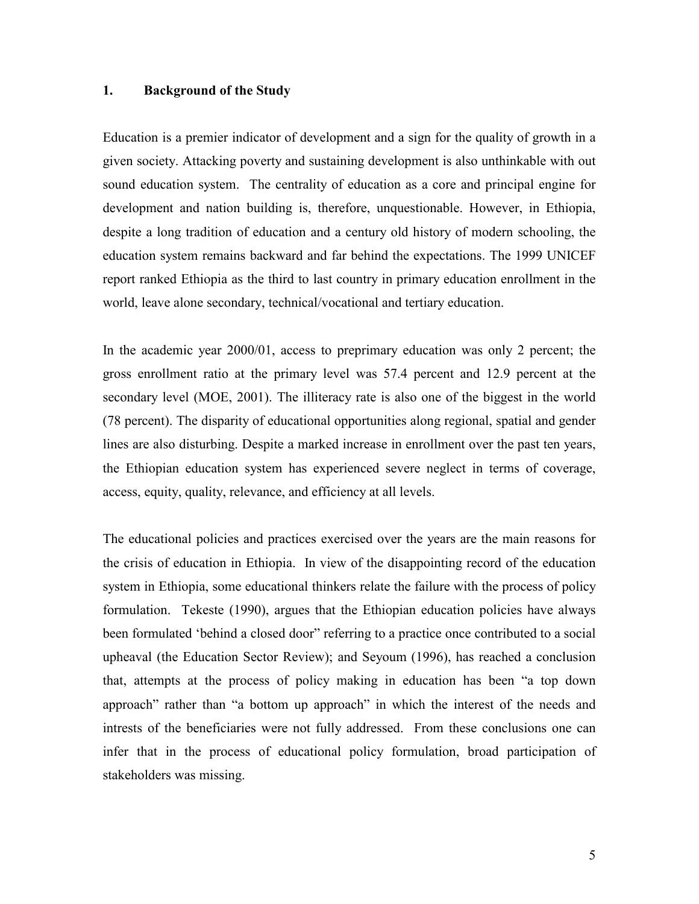## 1. Background of the Study

Education is a premier indicator of development and a sign for the quality of growth in a given society. Attacking poverty and sustaining development is also unthinkable with out sound education system. The centrality of education as a core and principal engine for development and nation building is, therefore, unquestionable. However, in Ethiopia, despite a long tradition of education and a century old history of modern schooling, the education system remains backward and far behind the expectations. The 1999 UNICEF report ranked Ethiopia as the third to last country in primary education enrollment in the world, leave alone secondary, technical/vocational and tertiary education.

In the academic year 2000/01, access to preprimary education was only 2 percent; the gross enrollment ratio at the primary level was 57.4 percent and 12.9 percent at the secondary level (MOE, 2001). The illiteracy rate is also one of the biggest in the world (78 percent). The disparity of educational opportunities along regional, spatial and gender lines are also disturbing. Despite a marked increase in enrollment over the past ten years, the Ethiopian education system has experienced severe neglect in terms of coverage, access, equity, quality, relevance, and efficiency at all levels.

The educational policies and practices exercised over the years are the main reasons for the crisis of education in Ethiopia. In view of the disappointing record of the education system in Ethiopia, some educational thinkers relate the failure with the process of policy formulation. Tekeste (1990), argues that the Ethiopian education policies have always been formulated 'behind a closed door" referring to a practice once contributed to a social upheaval (the Education Sector Review); and Seyoum (1996), has reached a conclusion that, attempts at the process of policy making in education has been "a top down approach" rather than "a bottom up approach" in which the interest of the needs and intrests of the beneficiaries were not fully addressed. From these conclusions one can infer that in the process of educational policy formulation, broad participation of stakeholders was missing.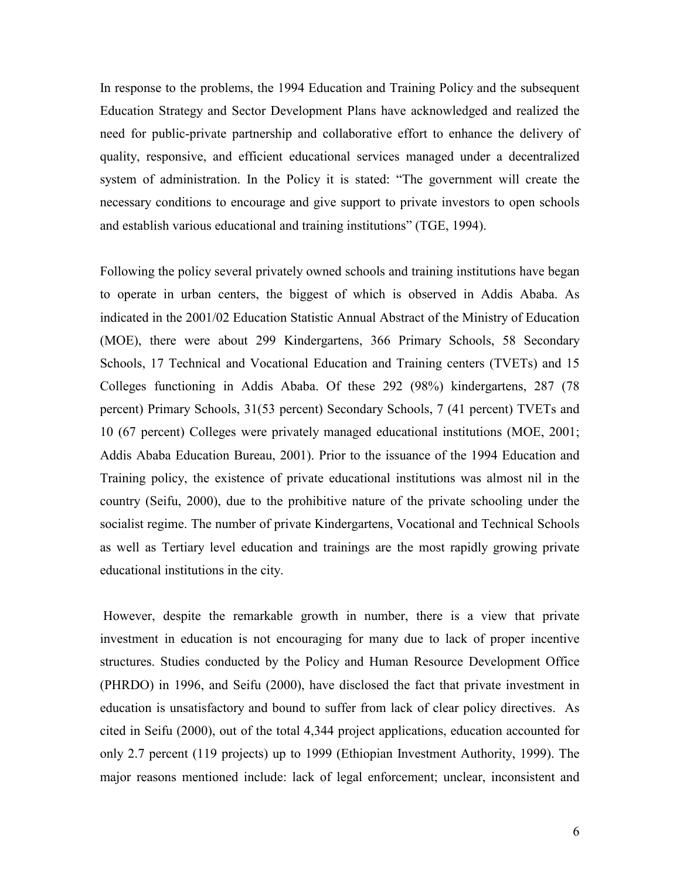In response to the problems, the 1994 Education and Training Policy and the subsequent Education Strategy and Sector Development Plans have acknowledged and realized the need for public-private partnership and collaborative effort to enhance the delivery of quality, responsive, and efficient educational services managed under a decentralized system of administration. In the Policy it is stated: "The government will create the necessary conditions to encourage and give support to private investors to open schools and establish various educational and training institutions" (TGE, 1994).

Following the policy several privately owned schools and training institutions have began to operate in urban centers, the biggest of which is observed in Addis Ababa. As indicated in the 2001/02 Education Statistic Annual Abstract of the Ministry of Education (MOE), there were about 299 Kindergartens, 366 Primary Schools, 58 Secondary Schools, 17 Technical and Vocational Education and Training centers (TVETs) and 15 Colleges functioning in Addis Ababa. Of these 292 (98%) kindergartens, 287 (78 percent) Primary Schools, 31(53 percent) Secondary Schools, 7 (41 percent) TVETs and 10 (67 percent) Colleges were privately managed educational institutions (MOE, 2001; Addis Ababa Education Bureau, 2001). Prior to the issuance of the 1994 Education and Training policy, the existence of private educational institutions was almost nil in the country (Seifu, 2000), due to the prohibitive nature of the private schooling under the socialist regime. The number of private Kindergartens, Vocational and Technical Schools as well as Tertiary level education and trainings are the most rapidly growing private educational institutions in the city.

However, despite the remarkable growth in number, there is a view that private investment in education is not encouraging for many due to lack of proper incentive structures. Studies conducted by the Policy and Human Resource Development Office (PHRDO) in 1996, and Seifu (2000), have disclosed the fact that private investment in education is unsatisfactory and bound to suffer from lack of clear policy directives. As cited in Seifu (2000), out of the total 4,344 project applications, education accounted for only 2.7 percent (119 projects) up to 1999 (Ethiopian Investment Authority, 1999). The major reasons mentioned include: lack of legal enforcement; unclear, inconsistent and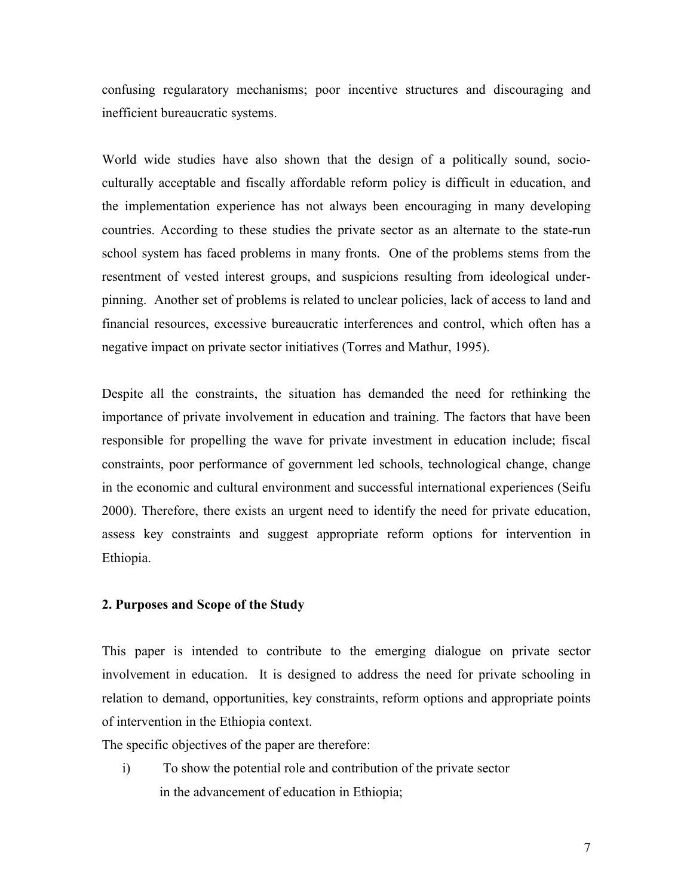confusing regularatory mechanisms; poor incentive structures and discouraging and inefficient bureaucratic systems.

World wide studies have also shown that the design of a politically sound, socio-culturally acceptable and fiscally affordable reform policy is difficult in education, and the implementation experience has not always been encouraging in many developing countries. According to these studies the private sector as an alternate to the state-run school system has faced problems in many fronts. One of the problems stems from the resentment of vested interest groups, and suspicions resulting from ideological under-pinning. Another set of problems is related to unclear policies, lack of access to land and financial resources, excessive bureaucratic interferences and control, which often has a negative impact on private sector initiatives (Torres and Mathur, 1995).

Despite all the constraints, the situation has demanded the need for rethinking the importance of private involvement in education and training. The factors that have been responsible for propelling the wave for private investment in education include; fiscal constraints, poor performance of government led schools, technological change, change in the economic and cultural environment and successful international experiences (Seifu 2000). Therefore, there exists an urgent need to identify the need for private education, assess key constraints and suggest appropriate reform options for intervention in Ethiopia.

## 2. Purposes and Scope of the Study

This paper is intended to contribute to the emerging dialogue on private sector involvement in education. It is designed to address the need for private schooling in relation to demand, opportunities, key constraints, reform options and appropriate points of intervention in the Ethiopia context.

The specific objectives of the paper are therefore:

i) To show the potential role and contribution of the private sector in the advancement of education in Ethiopia;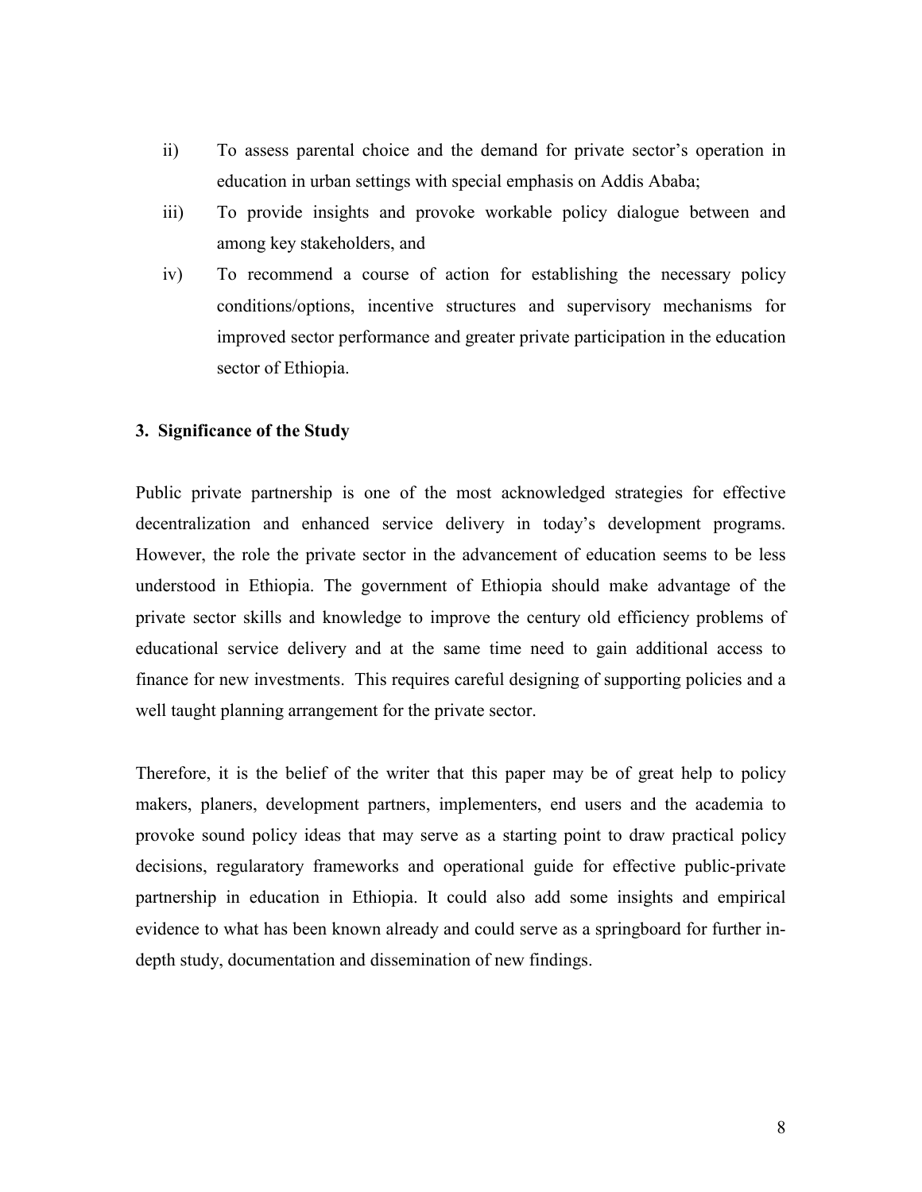ii) To assess parental choice and the demand for private sector's operation in education in urban settings with special emphasis on Addis Ababa;

iii) To provide insights and provoke workable policy dialogue between and among key stakeholders, and

iv) To recommend a course of action for establishing the necessary policy conditions/options, incentive structures and supervisory mechanisms for improved sector performance and greater private participation in the education sector of Ethiopia.

## 3. Significance of the Study

Public private partnership is one of the most acknowledged strategies for effective decentralization and enhanced service delivery in today's development programs. However, the role the private sector in the advancement of education seems to be less understood in Ethiopia. The government of Ethiopia should make advantage of the private sector skills and knowledge to improve the century old efficiency problems of educational service delivery and at the same time need to gain additional access to finance for new investments. This requires careful designing of supporting policies and a well taught planning arrangement for the private sector.

Therefore, it is the belief of the writer that this paper may be of great help to policy makers, planers, development partners, implementers, end users and the academia to provoke sound policy ideas that may serve as a starting point to draw practical policy decisions, regularatory frameworks and operational guide for effective public-private partnership in education in Ethiopia. It could also add some insights and empirical evidence to what has been known already and could serve as a springboard for further in-depth study, documentation and dissemination of new findings.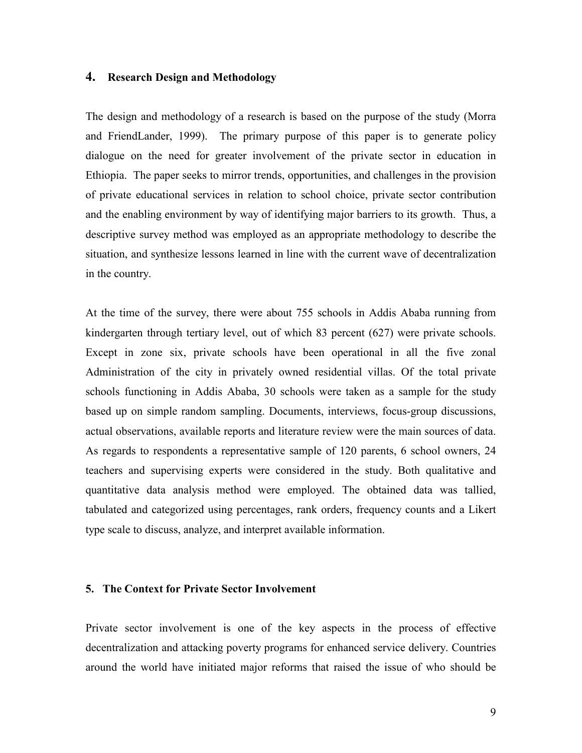## 4. Research Design and Methodology

The design and methodology of a research is based on the purpose of the study (Morra and FriendLander, 1999). The primary purpose of this paper is to generate policy dialogue on the need for greater involvement of the private sector in education in Ethiopia. The paper seeks to mirror trends, opportunities, and challenges in the provision of private educational services in relation to school choice, private sector contribution and the enabling environment by way of identifying major barriers to its growth. Thus, a descriptive survey method was employed as an appropriate methodology to describe the situation, and synthesize lessons learned in line with the current wave of decentralization in the country.

At the time of the survey, there were about 755 schools in Addis Ababa running from kindergarten through tertiary level, out of which 83 percent (627) were private schools. Except in zone six, private schools have been operational in all the five zonal Administration of the city in privately owned residential villas. Of the total private schools functioning in Addis Ababa, 30 schools were taken as a sample for the study based up on simple random sampling. Documents, interviews, focus-group discussions, actual observations, available reports and literature review were the main sources of data. As regards to respondents a representative sample of 120 parents, 6 school owners, 24 teachers and supervising experts were considered in the study. Both qualitative and quantitative data analysis method were employed. The obtained data was tallied, tabulated and categorized using percentages, rank orders, frequency counts and a Likert type scale to discuss, analyze, and interpret available information.

## 5. The Context for Private Sector Involvement

Private sector involvement is one of the key aspects in the process of effective decentralization and attacking poverty programs for enhanced service delivery. Countries around the world have initiated major reforms that raised the issue of who should be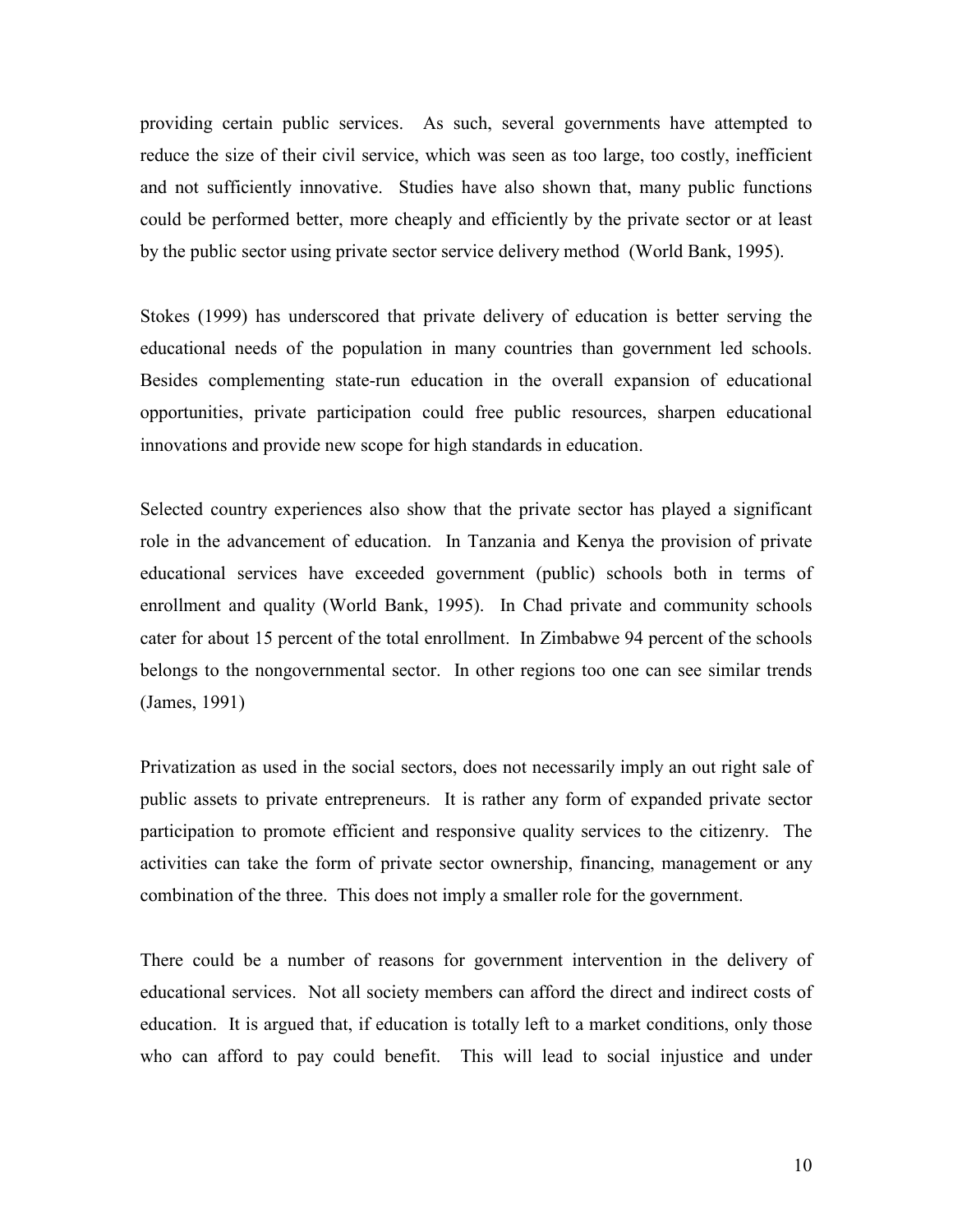providing certain public services. As such, several governments have attempted to reduce the size of their civil service, which was seen as too large, too costly, inefficient and not sufficiently innovative. Studies have also shown that, many public functions could be performed better, more cheaply and efficiently by the private sector or at least by the public sector using private sector service delivery method (World Bank, 1995).

Stokes (1999) has underscored that private delivery of education is better serving the educational needs of the population in many countries than government led schools. Besides complementing state-run education in the overall expansion of educational opportunities, private participation could free public resources, sharpen educational innovations and provide new scope for high standards in education.

Selected country experiences also show that the private sector has played a significant role in the advancement of education. In Tanzania and Kenya the provision of private educational services have exceeded government (public) schools both in terms of enrollment and quality (World Bank, 1995). In Chad private and community schools cater for about 15 percent of the total enrollment. In Zimbabwe 94 percent of the schools belongs to the nongovernmental sector. In other regions too one can see similar trends (James, 1991)

Privatization as used in the social sectors, does not necessarily imply an out right sale of public assets to private entrepreneurs. It is rather any form of expanded private sector participation to promote efficient and responsive quality services to the citizenry. The activities can take the form of private sector ownership, financing, management or any combination of the three. This does not imply a smaller role for the government.

There could be a number of reasons for government intervention in the delivery of educational services. Not all society members can afford the direct and indirect costs of education. It is argued that, if education is totally left to a market conditions, only those who can afford to pay could benefit. This will lead to social injustice and under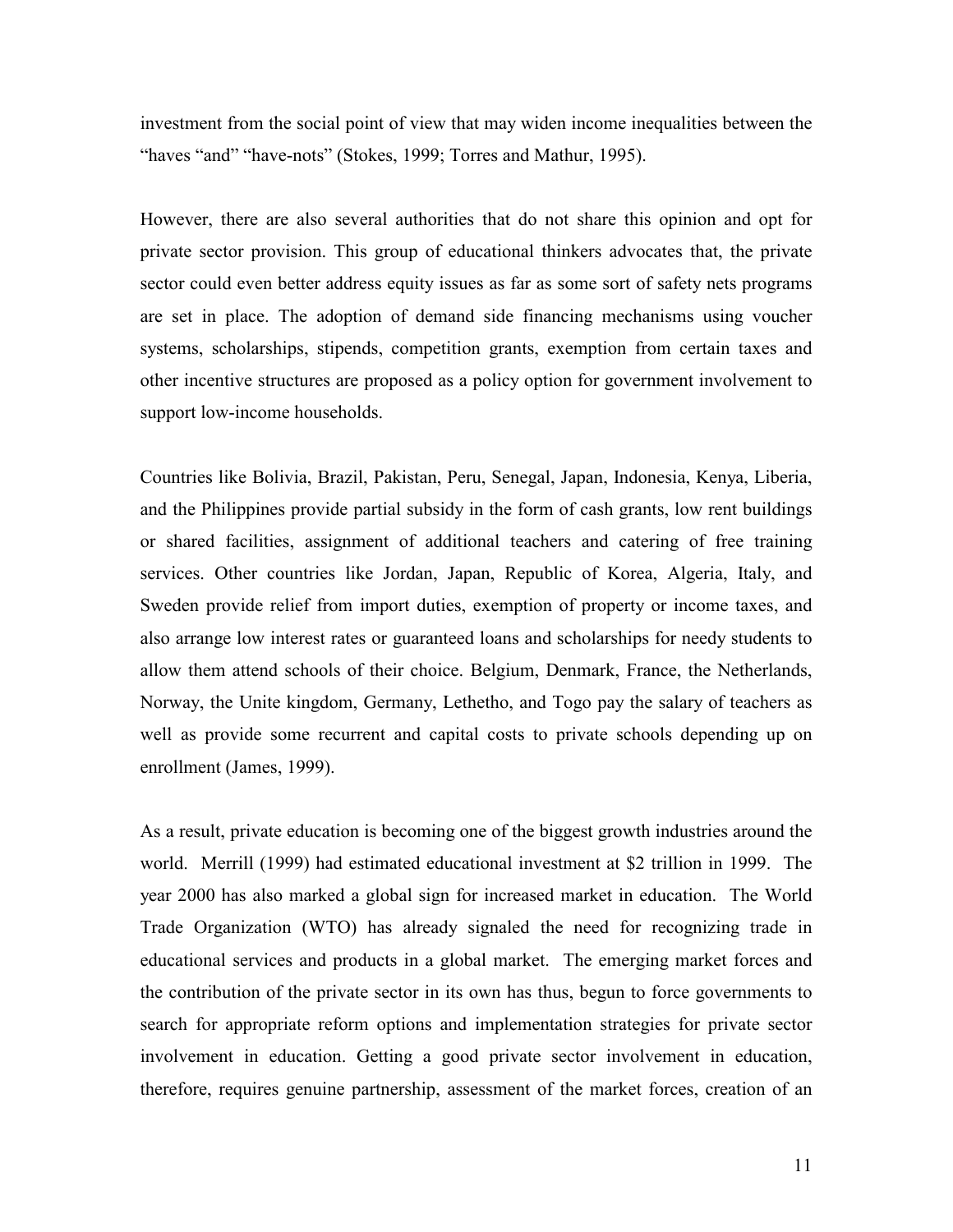investment from the social point of view that may widen income inequalities between the "haves "and" "have-nots" (Stokes, 1999; Torres and Mathur, 1995).

However, there are also several authorities that do not share this opinion and opt for private sector provision. This group of educational thinkers advocates that, the private sector could even better address equity issues as far as some sort of safety nets programs are set in place. The adoption of demand side financing mechanisms using voucher systems, scholarships, stipends, competition grants, exemption from certain taxes and other incentive structures are proposed as a policy option for government involvement to support low-income households.

Countries like Bolivia, Brazil, Pakistan, Peru, Senegal, Japan, Indonesia, Kenya, Liberia, and the Philippines provide partial subsidy in the form of cash grants, low rent buildings or shared facilities, assignment of additional teachers and catering of free training services. Other countries like Jordan, Japan, Republic of Korea, Algeria, Italy, and Sweden provide relief from import duties, exemption of property or income taxes, and also arrange low interest rates or guaranteed loans and scholarships for needy students to allow them attend schools of their choice. Belgium, Denmark, France, the Netherlands, Norway, the Unite kingdom, Germany, Lethetho, and Togo pay the salary of teachers as well as provide some recurrent and capital costs to private schools depending up on enrollment (James, 1999).

As a result, private education is becoming one of the biggest growth industries around the world. Merrill (1999) had estimated educational investment at $2 trillion in 1999. The year 2000 has also marked a global sign for increased market in education. The World Trade Organization (WTO) has already signaled the need for recognizing trade in educational services and products in a global market. The emerging market forces and the contribution of the private sector in its own has thus, begun to force governments to search for appropriate reform options and implementation strategies for private sector involvement in education. Getting a good private sector involvement in education, therefore, requires genuine partnership, assessment of the market forces, creation of an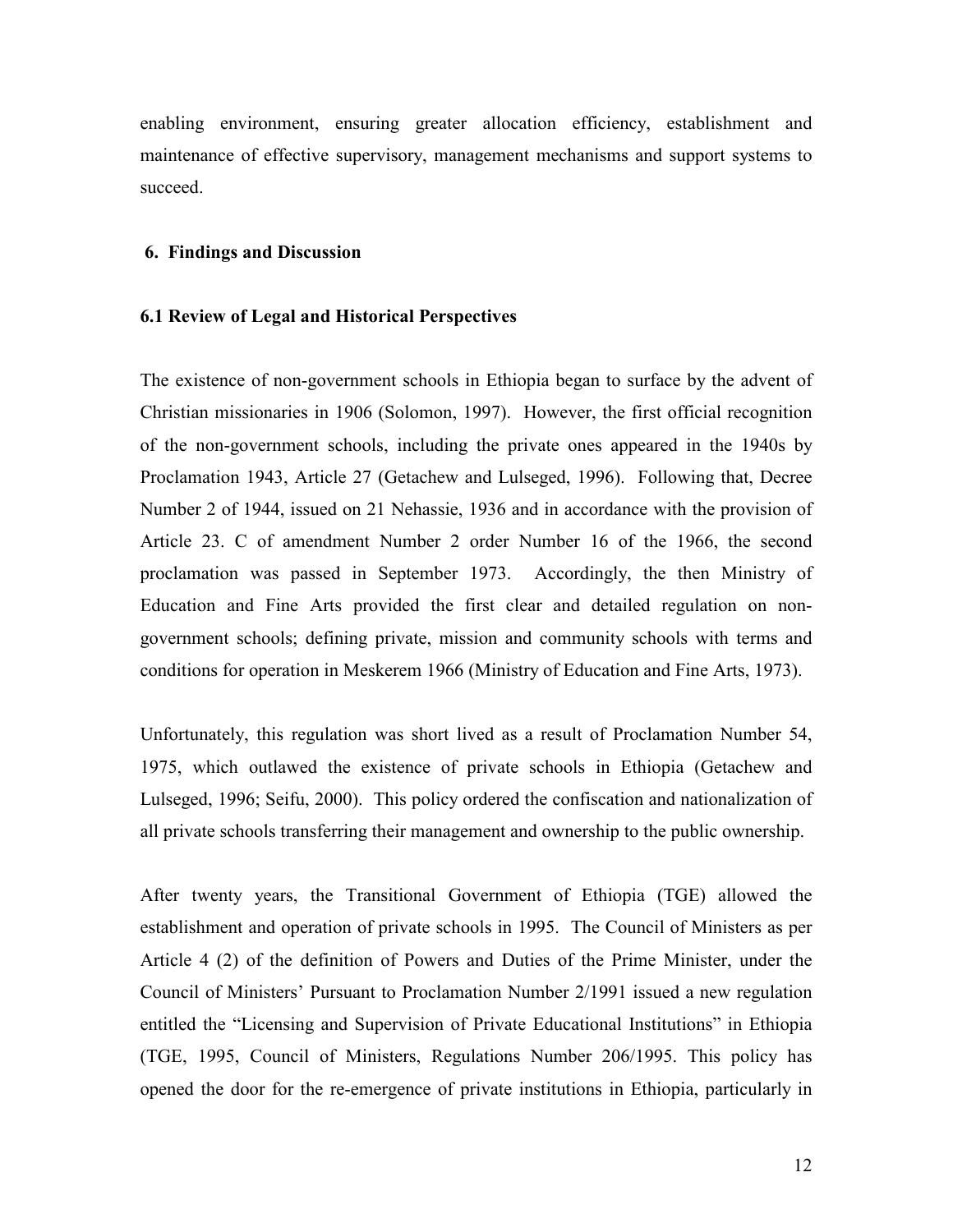enabling environment, ensuring greater allocation efficiency, establishment and maintenance of effective supervisory, management mechanisms and support systems to succeed.

## 6. Findings and Discussion

### 6.1 Review of Legal and Historical Perspectives

The existence of non-government schools in Ethiopia began to surface by the advent of Christian missionaries in 1906 (Solomon, 1997). However, the first official recognition of the non-government schools, including the private ones appeared in the 1940s by Proclamation 1943, Article 27 (Getachew and Lulseged, 1996). Following that, Decree Number 2 of 1944, issued on 21 Nehassie, 1936 and in accordance with the provision of Article 23. C of amendment Number 2 order Number 16 of the 1966, the second proclamation was passed in September 1973. Accordingly, the then Ministry of Education and Fine Arts provided the first clear and detailed regulation on non-government schools; defining private, mission and community schools with terms and conditions for operation in Meskerem 1966 (Ministry of Education and Fine Arts, 1973).

Unfortunately, this regulation was short lived as a result of Proclamation Number 54, 1975, which outlawed the existence of private schools in Ethiopia (Getachew and Lulseged, 1996; Seifu, 2000). This policy ordered the confiscation and nationalization of all private schools transferring their management and ownership to the public ownership.

After twenty years, the Transitional Government of Ethiopia (TGE) allowed the establishment and operation of private schools in 1995. The Council of Ministers as per Article 4 (2) of the definition of Powers and Duties of the Prime Minister, under the Council of Ministers' Pursuant to Proclamation Number 2/1991 issued a new regulation entitled the "Licensing and Supervision of Private Educational Institutions" in Ethiopia (TGE, 1995, Council of Ministers, Regulations Number 206/1995. This policy has opened the door for the re-emergence of private institutions in Ethiopia, particularly in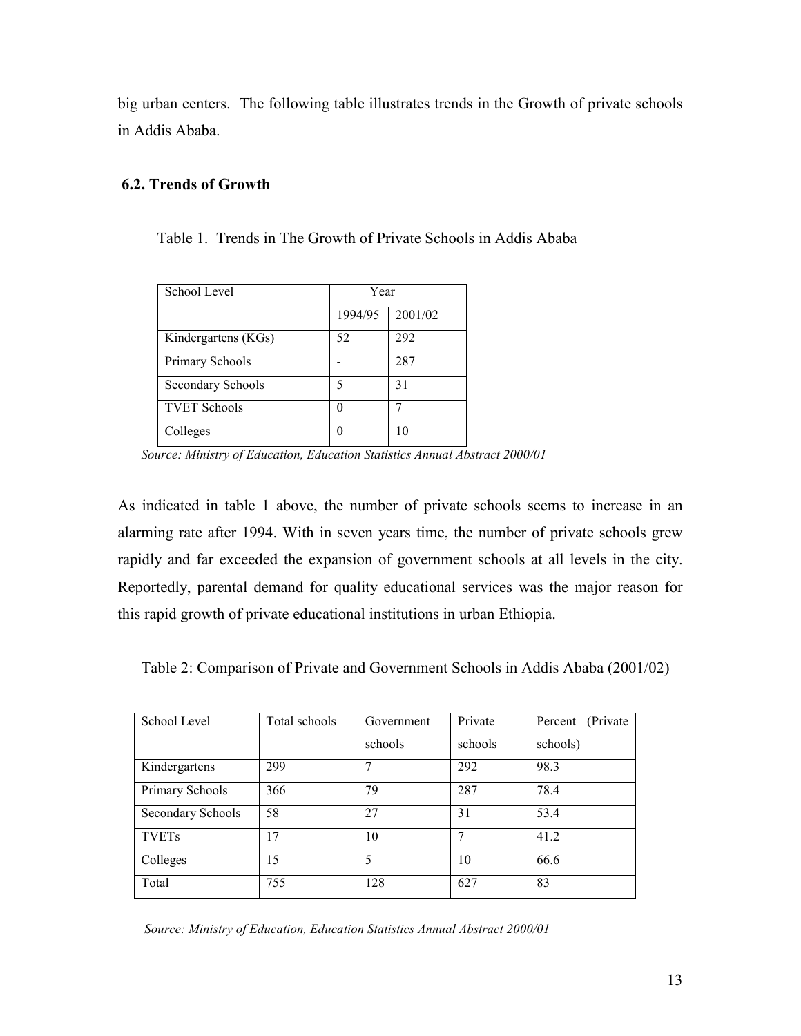big urban centers. The following table illustrates trends in the Growth of private schools in Addis Ababa.

### 6.2. Trends of Growth

Table 1. Trends in The Growth of Private Schools in Addis Ababa

| School Level | Year | |
|---|---|---|
| | 1994/95 | 2001/02 |
| Kindergartens (KGs) | 52 | 292 |
| Primary Schools | - | 287 |
| Secondary Schools | 5 | 31 |
| TVET Schools | 0 | 7 |
| Colleges | 0 | 10 |

*Source: Ministry of Education, Education Statistics Annual Abstract 2000/01*

As indicated in table 1 above, the number of private schools seems to increase in an alarming rate after 1994. With in seven years time, the number of private schools grew rapidly and far exceeded the expansion of government schools at all levels in the city. Reportedly, parental demand for quality educational services was the major reason for this rapid growth of private educational institutions in urban Ethiopia.

Table 2: Comparison of Private and Government Schools in Addis Ababa (2001/02)

| School Level | Total schools | Government schools | Private schools | Percent (Private schools) |
|---|---|---|---|---|
| Kindergartens | 299 | 7 | 292 | 98.3 |
| Primary Schools | 366 | 79 | 287 | 78.4 |
| Secondary Schools | 58 | 27 | 31 | 53.4 |
| TVETs | 17 | 10 | 7 | 41.2 |
| Colleges | 15 | 5 | 10 | 66.6 |
| Total | 755 | 128 | 627 | 83 |

*Source: Ministry of Education, Education Statistics Annual Abstract 2000/01*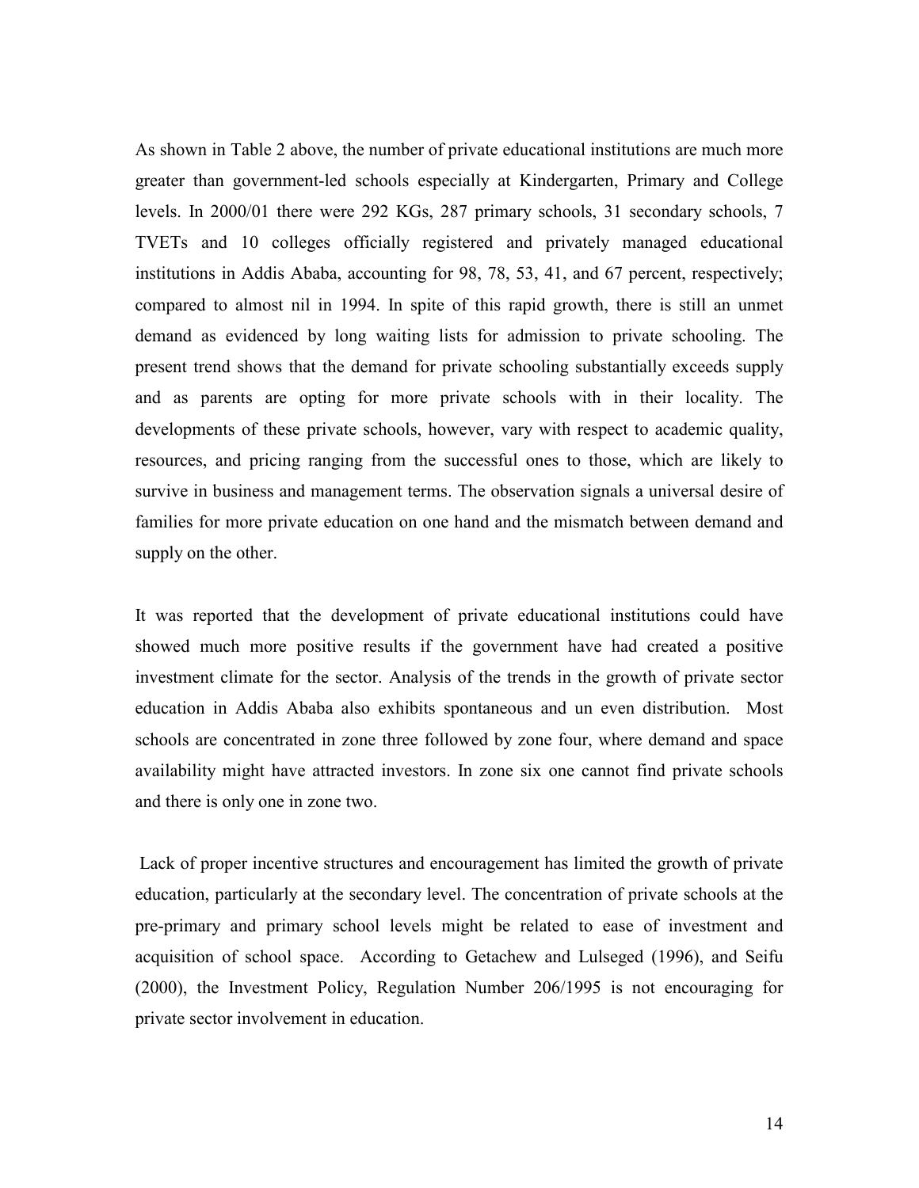As shown in Table 2 above, the number of private educational institutions are much more greater than government-led schools especially at Kindergarten, Primary and College levels. In 2000/01 there were 292 KGs, 287 primary schools, 31 secondary schools, 7 TVETs and 10 colleges officially registered and privately managed educational institutions in Addis Ababa, accounting for 98, 78, 53, 41, and 67 percent, respectively; compared to almost nil in 1994. In spite of this rapid growth, there is still an unmet demand as evidenced by long waiting lists for admission to private schooling. The present trend shows that the demand for private schooling substantially exceeds supply and as parents are opting for more private schools with in their locality. The developments of these private schools, however, vary with respect to academic quality, resources, and pricing ranging from the successful ones to those, which are likely to survive in business and management terms. The observation signals a universal desire of families for more private education on one hand and the mismatch between demand and supply on the other.

It was reported that the development of private educational institutions could have showed much more positive results if the government have had created a positive investment climate for the sector. Analysis of the trends in the growth of private sector education in Addis Ababa also exhibits spontaneous and un even distribution. Most schools are concentrated in zone three followed by zone four, where demand and space availability might have attracted investors. In zone six one cannot find private schools and there is only one in zone two.

Lack of proper incentive structures and encouragement has limited the growth of private education, particularly at the secondary level. The concentration of private schools at the pre-primary and primary school levels might be related to ease of investment and acquisition of school space. According to Getachew and Lulseged (1996), and Seifu (2000), the Investment Policy, Regulation Number 206/1995 is not encouraging for private sector involvement in education.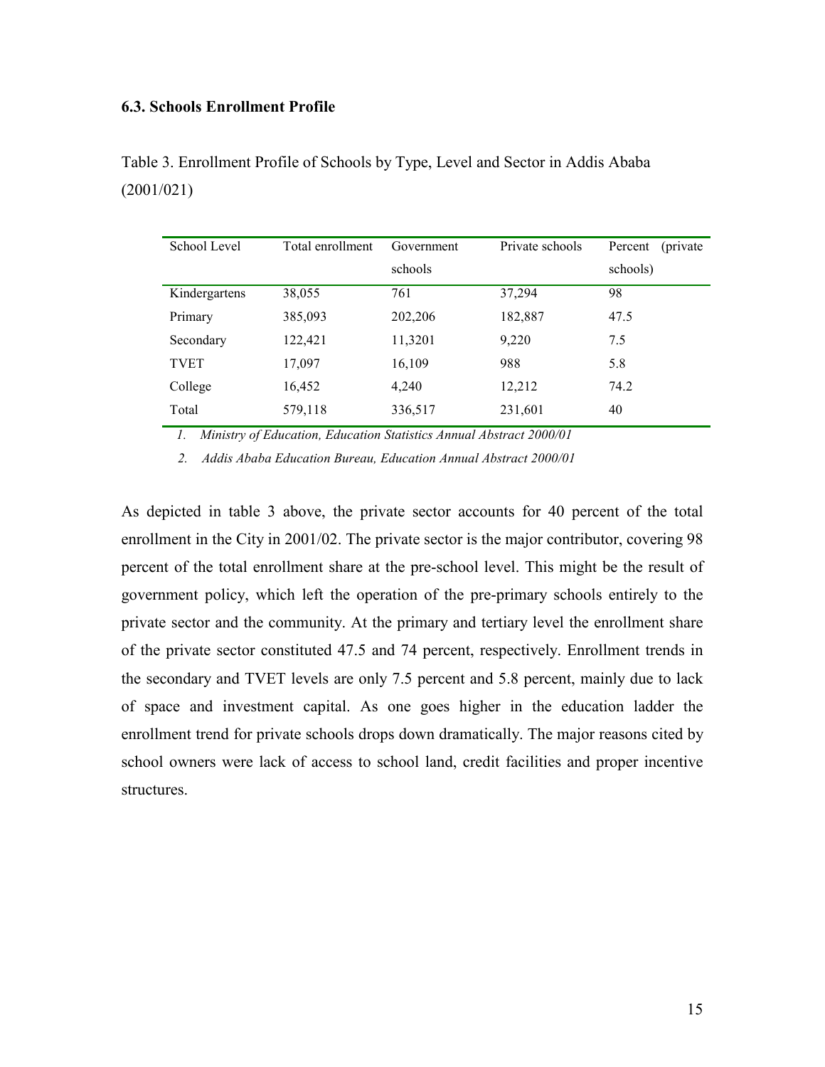### 6.3. Schools Enrollment Profile

Table 3. Enrollment Profile of Schools by Type, Level and Sector in Addis Ababa (2001/021)

| School Level | Total enrollment | Government schools | Private schools | Percent (private schools) |
|---|---|---|---|---|
| Kindergartens | 38,055 | 761 | 37,294 | 98 |
| Primary | 385,093 | 202,206 | 182,887 | 47.5 |
| Secondary | 122,421 | 11,3201 | 9,220 | 7.5 |
| TVET | 17,097 | 16,109 | 988 | 5.8 |
| College | 16,452 | 4,240 | 12,212 | 74.2 |
| Total | 579,118 | 336,517 | 231,601 | 40 |

1. *Ministry of Education, Education Statistics Annual Abstract 2000/01*
2. *Addis Ababa Education Bureau, Education Annual Abstract 2000/01*

As depicted in table 3 above, the private sector accounts for 40 percent of the total enrollment in the City in 2001/02. The private sector is the major contributor, covering 98 percent of the total enrollment share at the pre-school level. This might be the result of government policy, which left the operation of the pre-primary schools entirely to the private sector and the community. At the primary and tertiary level the enrollment share of the private sector constituted 47.5 and 74 percent, respectively. Enrollment trends in the secondary and TVET levels are only 7.5 percent and 5.8 percent, mainly due to lack of space and investment capital. As one goes higher in the education ladder the enrollment trend for private schools drops down dramatically. The major reasons cited by school owners were lack of access to school land, credit facilities and proper incentive structures.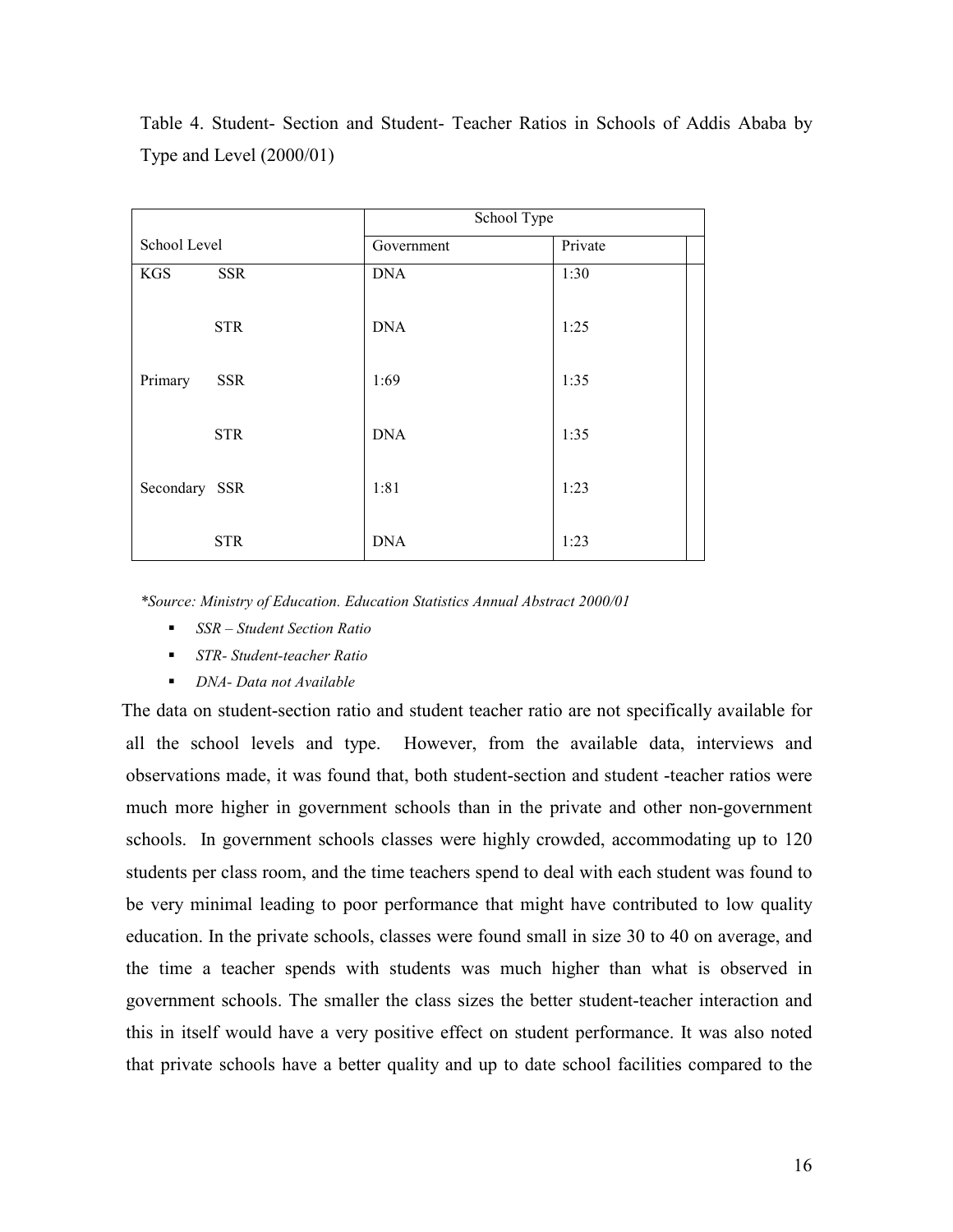Table 4. Student- Section and Student- Teacher Ratios in Schools of Addis Ababa by Type and Level (2000/01)

| School Level | | School Type | |
|---|---|---|---|
| | | Government | Private |
| KGS | SSR | DNA | 1:30 |
| | STR | DNA | 1:25 |
| Primary | SSR | 1:69 | 1:35 |
| | STR | DNA | 1:35 |
| Secondary | SSR | 1:81 | 1:23 |
| | STR | DNA | 1:23 |

*\*Source: Ministry of Education. Education Statistics Annual Abstract 2000/01*

- *SSR – Student Section Ratio*
- *STR- Student-teacher Ratio*
- *DNA- Data not Available*

The data on student-section ratio and student teacher ratio are not specifically available for all the school levels and type. However, from the available data, interviews and observations made, it was found that, both student-section and student -teacher ratios were much more higher in government schools than in the private and other non-government schools. In government schools classes were highly crowded, accommodating up to 120 students per class room, and the time teachers spend to deal with each student was found to be very minimal leading to poor performance that might have contributed to low quality education. In the private schools, classes were found small in size 30 to 40 on average, and the time a teacher spends with students was much higher than what is observed in government schools. The smaller the class sizes the better student-teacher interaction and this in itself would have a very positive effect on student performance. It was also noted that private schools have a better quality and up to date school facilities compared to the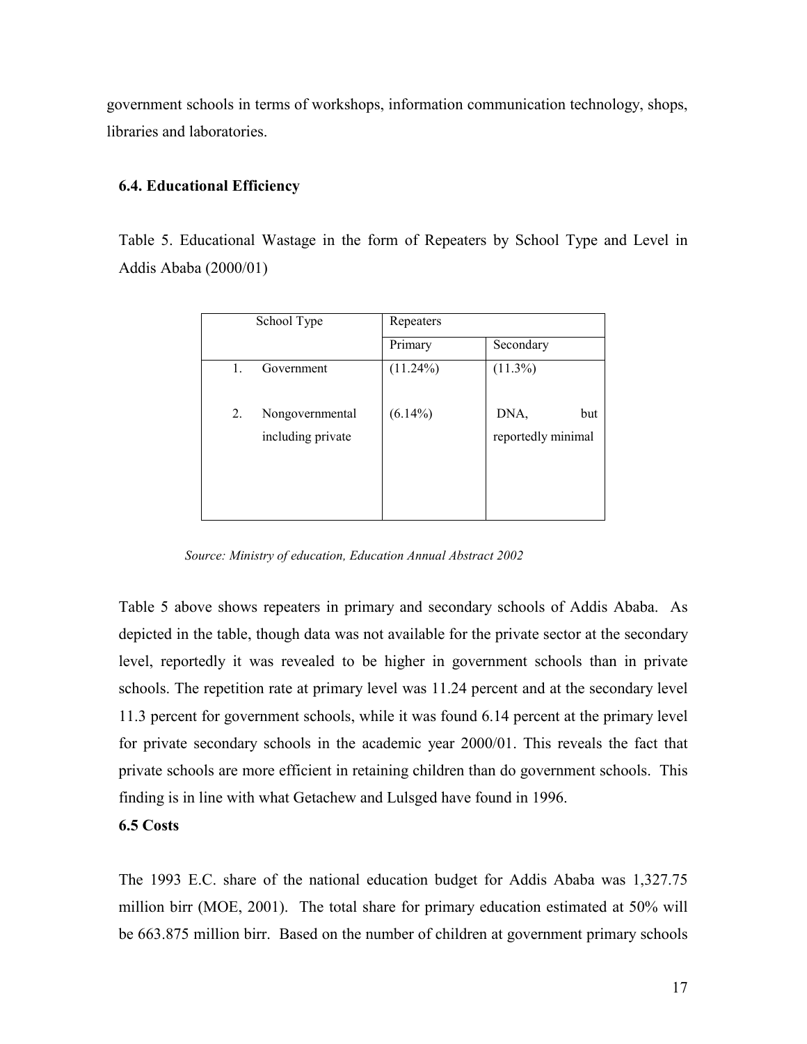government schools in terms of workshops, information communication technology, shops, libraries and laboratories.

### 6.4. Educational Efficiency

Table 5. Educational Wastage in the form of Repeaters by School Type and Level in Addis Ababa (2000/01)

| School Type | Repeaters | |
|---|---|---|
| | Primary | Secondary |
| 1. Government | (11.24%) | (11.3%) |
| 2. Nongovernmental including private | (6.14%) | DNA, but reportedly minimal |

*Source: Ministry of education, Education Annual Abstract 2002*

Table 5 above shows repeaters in primary and secondary schools of Addis Ababa. As depicted in the table, though data was not available for the private sector at the secondary level, reportedly it was revealed to be higher in government schools than in private schools. The repetition rate at primary level was 11.24 percent and at the secondary level 11.3 percent for government schools, while it was found 6.14 percent at the primary level for private secondary schools in the academic year 2000/01. This reveals the fact that private schools are more efficient in retaining children than do government schools. This finding is in line with what Getachew and Lulsged have found in 1996.

### 6.5 Costs

The 1993 E.C. share of the national education budget for Addis Ababa was 1,327.75 million birr (MOE, 2001). The total share for primary education estimated at 50% will be 663.875 million birr. Based on the number of children at government primary schools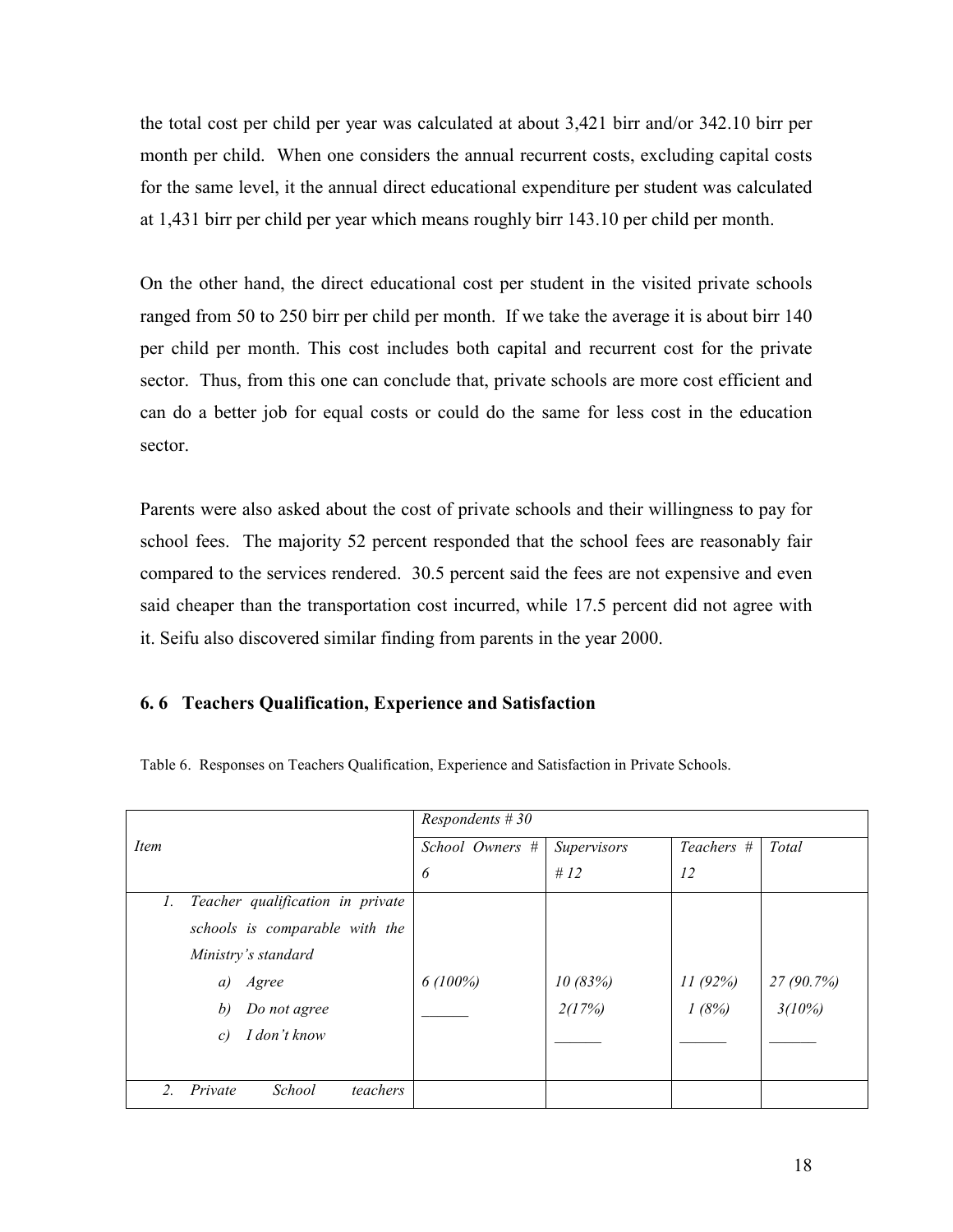the total cost per child per year was calculated at about 3,421 birr and/or 342.10 birr per month per child. When one considers the annual recurrent costs, excluding capital costs for the same level, it the annual direct educational expenditure per student was calculated at 1,431 birr per child per year which means roughly birr 143.10 per child per month.

On the other hand, the direct educational cost per student in the visited private schools ranged from 50 to 250 birr per child per month. If we take the average it is about birr 140 per child per month. This cost includes both capital and recurrent cost for the private sector. Thus, from this one can conclude that, private schools are more cost efficient and can do a better job for equal costs or could do the same for less cost in the education sector.

Parents were also asked about the cost of private schools and their willingness to pay for school fees. The majority 52 percent responded that the school fees are reasonably fair compared to the services rendered. 30.5 percent said the fees are not expensive and even said cheaper than the transportation cost incurred, while 17.5 percent did not agree with it. Seifu also discovered similar finding from parents in the year 2000.

### 6. 6 Teachers Qualification, Experience and Satisfaction

Table 6. Responses on Teachers Qualification, Experience and Satisfaction in Private Schools.

| *Item* | *Respondents # 30* | | | |
|---|---|---|---|---|
| | *School Owners # 6* | *Supervisors # 12* | *Teachers # 12* | *Total* |
| 1. *Teacher qualification in private schools is comparable with the Ministry's standard* | | | | |
| a) *Agree* | *6 (100%)* | *10 (83%)* | *11 (92%)* | *27 (90.7%)* |
| b) *Do not agree* | ______ | *2(17%)* | *1 (8%)* | *3(10%)* |
| c) *I don't know* | | ______ | ______ | ______ |
| 2. *Private School teachers* | | | | |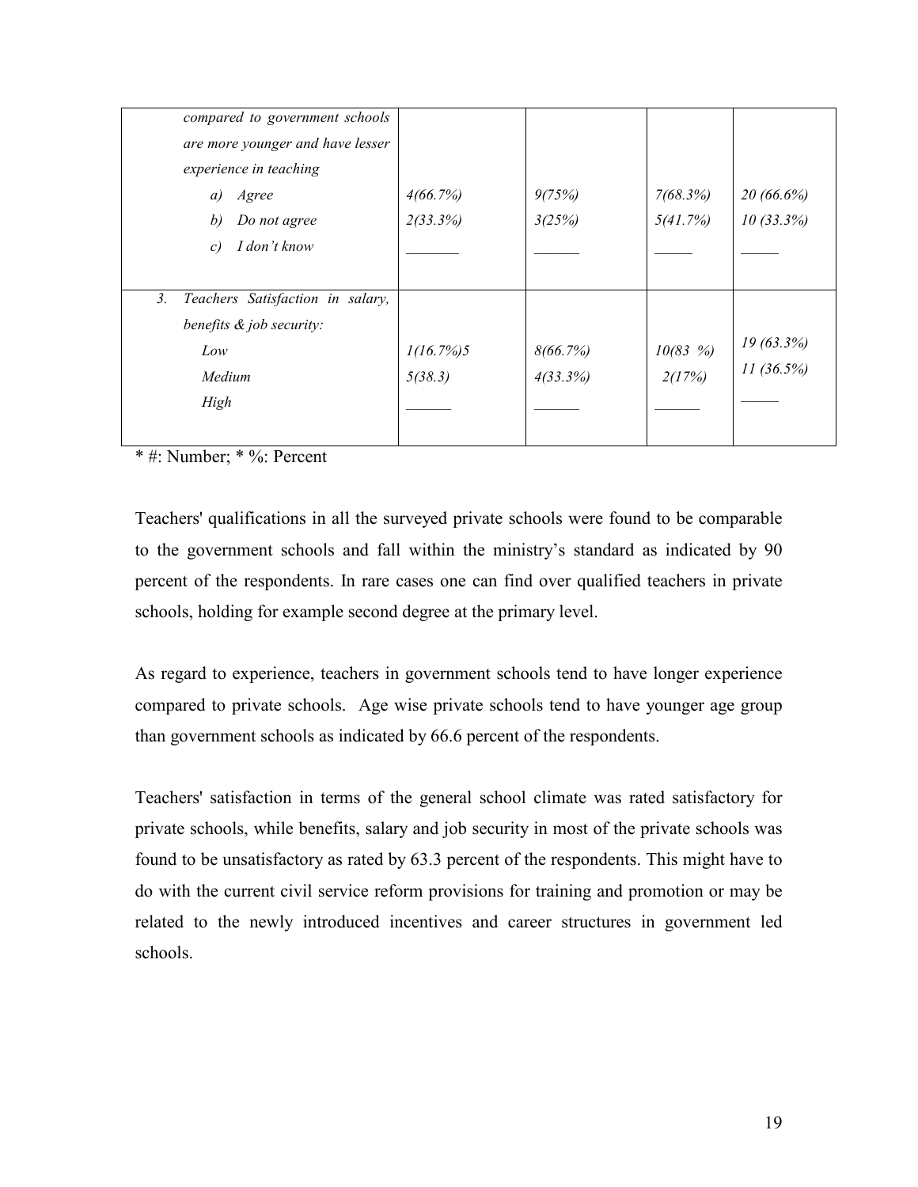| | | | | |
|---|---|---|---|---|
| *compared to government schools are more younger and have lesser experience in teaching* | | | | |
| *a) Agree* | *4(66.7%)* | *9(75%)* | *7(68.3%)* | *20 (66.6%)* |
| *b) Do not agree* | *2(33.3%)* | *3(25%)* | *5(41.7%)* | *10 (33.3%)* |
| *c) I don't know* | _______ | ______ | _____ | _____ |
| *3. Teachers Satisfaction in salary, benefits & job security:* | | | | |
| *Low* | *1(16.7%)5* | *8(66.7%)* | *10(83 %)* | *19 (63.3%)* |
| *Medium* | *5(38.3)* | *4(33.3%)* | *2(17%)* | *11 (36.5%)* |
| *High* | ______ | ______ | ______ | _____ |

* #: Number; * %: Percent

Teachers' qualifications in all the surveyed private schools were found to be comparable to the government schools and fall within the ministry's standard as indicated by 90 percent of the respondents. In rare cases one can find over qualified teachers in private schools, holding for example second degree at the primary level.

As regard to experience, teachers in government schools tend to have longer experience compared to private schools. Age wise private schools tend to have younger age group than government schools as indicated by 66.6 percent of the respondents.

Teachers' satisfaction in terms of the general school climate was rated satisfactory for private schools, while benefits, salary and job security in most of the private schools was found to be unsatisfactory as rated by 63.3 percent of the respondents. This might have to do with the current civil service reform provisions for training and promotion or may be related to the newly introduced incentives and career structures in government led schools.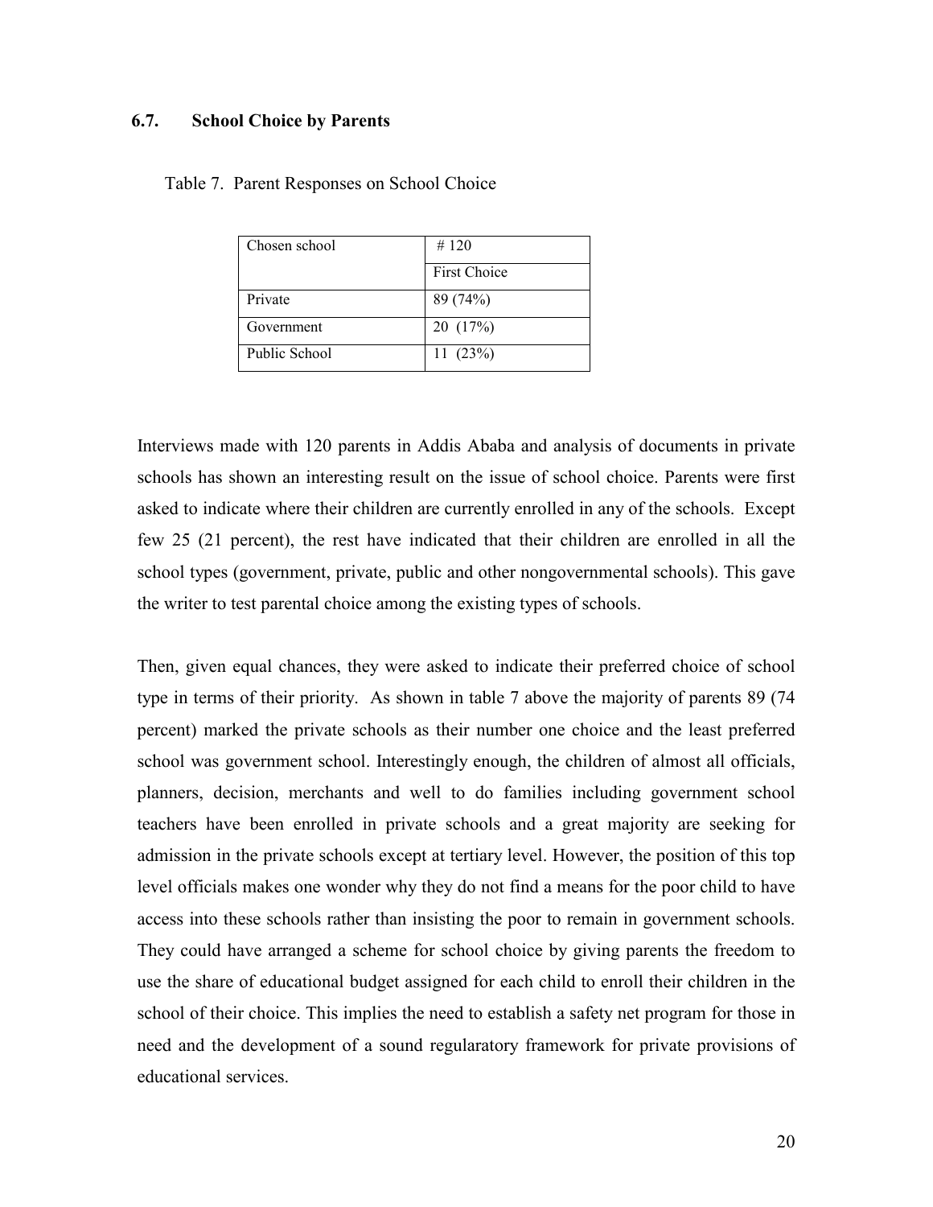### 6.7. School Choice by Parents

Table 7. Parent Responses on School Choice

| Chosen school | # 120 |
|---|---|
| | First Choice |
| Private | 89 (74%) |
| Government | 20 (17%) |
| Public School | 11 (23%) |

Interviews made with 120 parents in Addis Ababa and analysis of documents in private schools has shown an interesting result on the issue of school choice. Parents were first asked to indicate where their children are currently enrolled in any of the schools. Except few 25 (21 percent), the rest have indicated that their children are enrolled in all the school types (government, private, public and other nongovernmental schools). This gave the writer to test parental choice among the existing types of schools.

Then, given equal chances, they were asked to indicate their preferred choice of school type in terms of their priority. As shown in table 7 above the majority of parents 89 (74 percent) marked the private schools as their number one choice and the least preferred school was government school. Interestingly enough, the children of almost all officials, planners, decision, merchants and well to do families including government school teachers have been enrolled in private schools and a great majority are seeking for admission in the private schools except at tertiary level. However, the position of this top level officials makes one wonder why they do not find a means for the poor child to have access into these schools rather than insisting the poor to remain in government schools. They could have arranged a scheme for school choice by giving parents the freedom to use the share of educational budget assigned for each child to enroll their children in the school of their choice. This implies the need to establish a safety net program for those in need and the development of a sound regularatory framework for private provisions of educational services.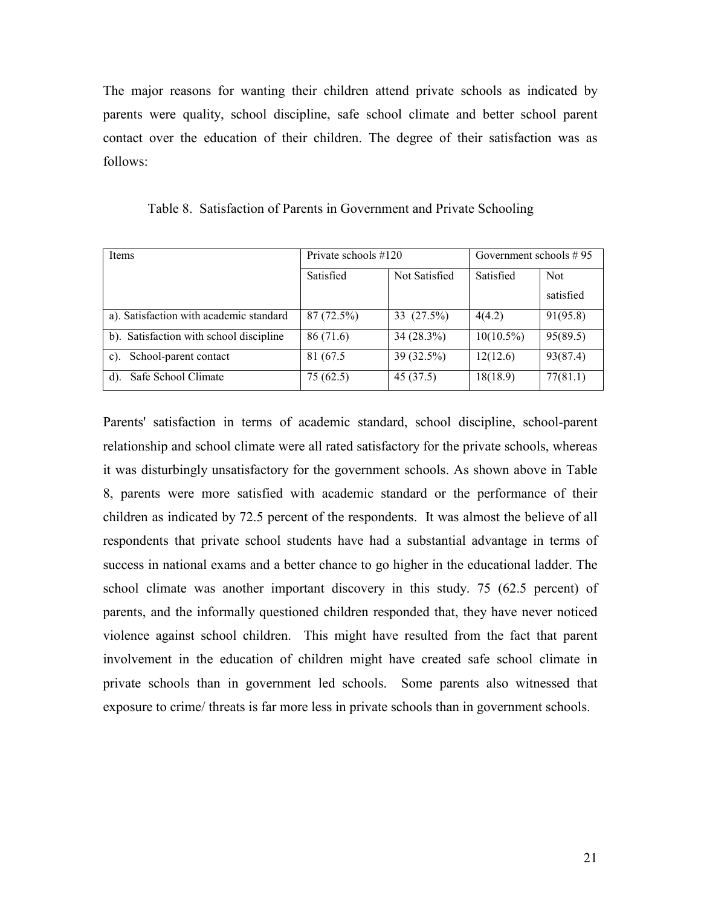The major reasons for wanting their children attend private schools as indicated by parents were quality, school discipline, safe school climate and better school parent contact over the education of their children. The degree of their satisfaction was as follows:

Table 8. Satisfaction of Parents in Government and Private Schooling

| Items | Private schools #120 | | Government schools # 95 | |
|---|---|---|---|---|
| | Satisfied | Not Satisfied | Satisfied | Not satisfied |
| a). Satisfaction with academic standard | 87 (72.5%) | 33 (27.5%) | 4(4.2) | 91(95.8) |
| b). Satisfaction with school discipline | 86 (71.6) | 34 (28.3%) | 10(10.5%) | 95(89.5) |
| c). School-parent contact | 81 (67.5 | 39 (32.5%) | 12(12.6) | 93(87.4) |
| d). Safe School Climate | 75 (62.5) | 45 (37.5) | 18(18.9) | 77(81.1) |

Parents' satisfaction in terms of academic standard, school discipline, school-parent relationship and school climate were all rated satisfactory for the private schools, whereas it was disturbingly unsatisfactory for the government schools. As shown above in Table 8, parents were more satisfied with academic standard or the performance of their children as indicated by 72.5 percent of the respondents. It was almost the believe of all respondents that private school students have had a substantial advantage in terms of success in national exams and a better chance to go higher in the educational ladder. The school climate was another important discovery in this study. 75 (62.5 percent) of parents, and the informally questioned children responded that, they have never noticed violence against school children. This might have resulted from the fact that parent involvement in the education of children might have created safe school climate in private schools than in government led schools. Some parents also witnessed that exposure to crime/ threats is far more less in private schools than in government schools.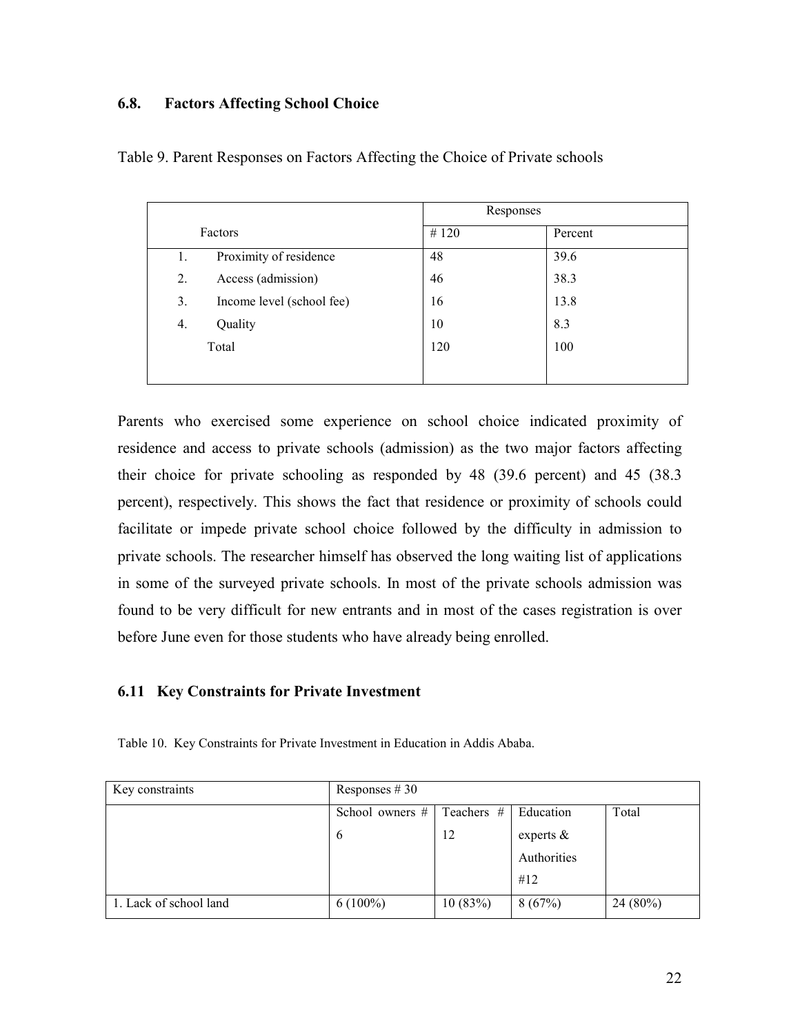### 6.8. Factors Affecting School Choice

Table 9. Parent Responses on Factors Affecting the Choice of Private schools

| Factors | Responses | |
|---|---|---|
| | # 120 | Percent |
| 1. Proximity of residence | 48 | 39.6 |
| 2. Access (admission) | 46 | 38.3 |
| 3. Income level (school fee) | 16 | 13.8 |
| 4. Quality | 10 | 8.3 |
| Total | 120 | 100 |

Parents who exercised some experience on school choice indicated proximity of residence and access to private schools (admission) as the two major factors affecting their choice for private schooling as responded by 48 (39.6 percent) and 45 (38.3 percent), respectively. This shows the fact that residence or proximity of schools could facilitate or impede private school choice followed by the difficulty in admission to private schools. The researcher himself has observed the long waiting list of applications in some of the surveyed private schools. In most of the private schools admission was found to be very difficult for new entrants and in most of the cases registration is over before June even for those students who have already being enrolled.

### 6.11 Key Constraints for Private Investment

Table 10. Key Constraints for Private Investment in Education in Addis Ababa.

| Key constraints | Responses # 30 | | | |
|---|---|---|---|---|
| | School owners # 6 | Teachers # 12 | Education experts & Authorities #12 | Total |
| 1. Lack of school land | 6 (100%) | 10 (83%) | 8 (67%) | 24 (80%) |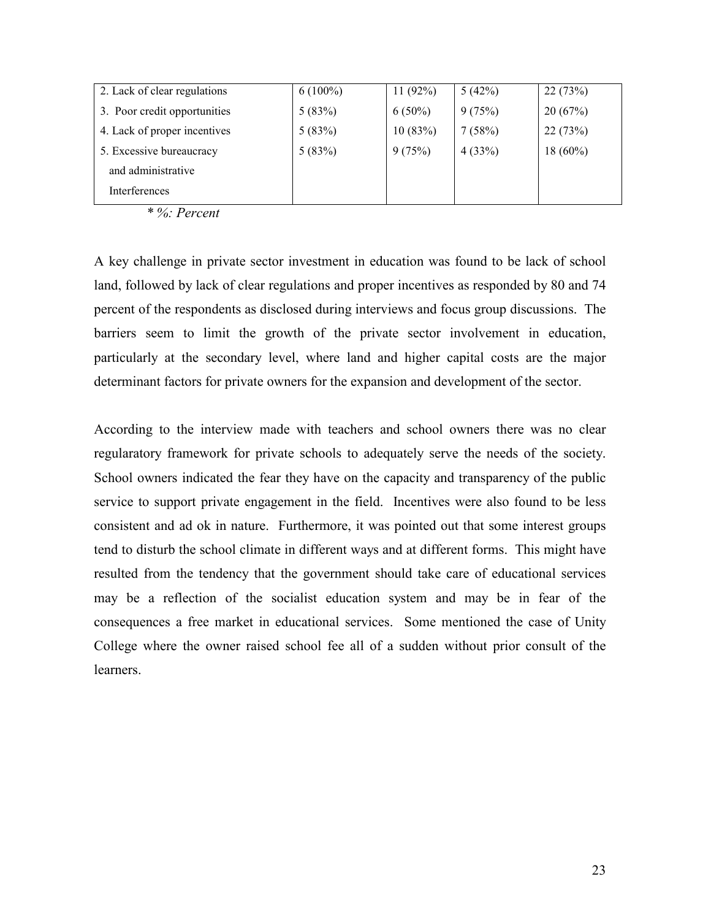| 2. Lack of clear regulations | 6 (100%) | 11 (92%) | 5 (42%) | 22 (73%) |
|---|---|---|---|---|
| 3. Poor credit opportunities | 5 (83%) | 6 (50%) | 9 (75%) | 20 (67%) |
| 4. Lack of proper incentives | 5 (83%) | 10 (83%) | 7 (58%) | 22 (73%) |
| 5. Excessive bureaucracy and administrative Interferences | 5 (83%) | 9 (75%) | 4 (33%) | 18 (60%) |

*\* %: Percent*

A key challenge in private sector investment in education was found to be lack of school land, followed by lack of clear regulations and proper incentives as responded by 80 and 74 percent of the respondents as disclosed during interviews and focus group discussions. The barriers seem to limit the growth of the private sector involvement in education, particularly at the secondary level, where land and higher capital costs are the major determinant factors for private owners for the expansion and development of the sector.

According to the interview made with teachers and school owners there was no clear regularatory framework for private schools to adequately serve the needs of the society. School owners indicated the fear they have on the capacity and transparency of the public service to support private engagement in the field. Incentives were also found to be less consistent and ad ok in nature. Furthermore, it was pointed out that some interest groups tend to disturb the school climate in different ways and at different forms. This might have resulted from the tendency that the government should take care of educational services may be a reflection of the socialist education system and may be in fear of the consequences a free market in educational services. Some mentioned the case of Unity College where the owner raised school fee all of a sudden without prior consult of the learners.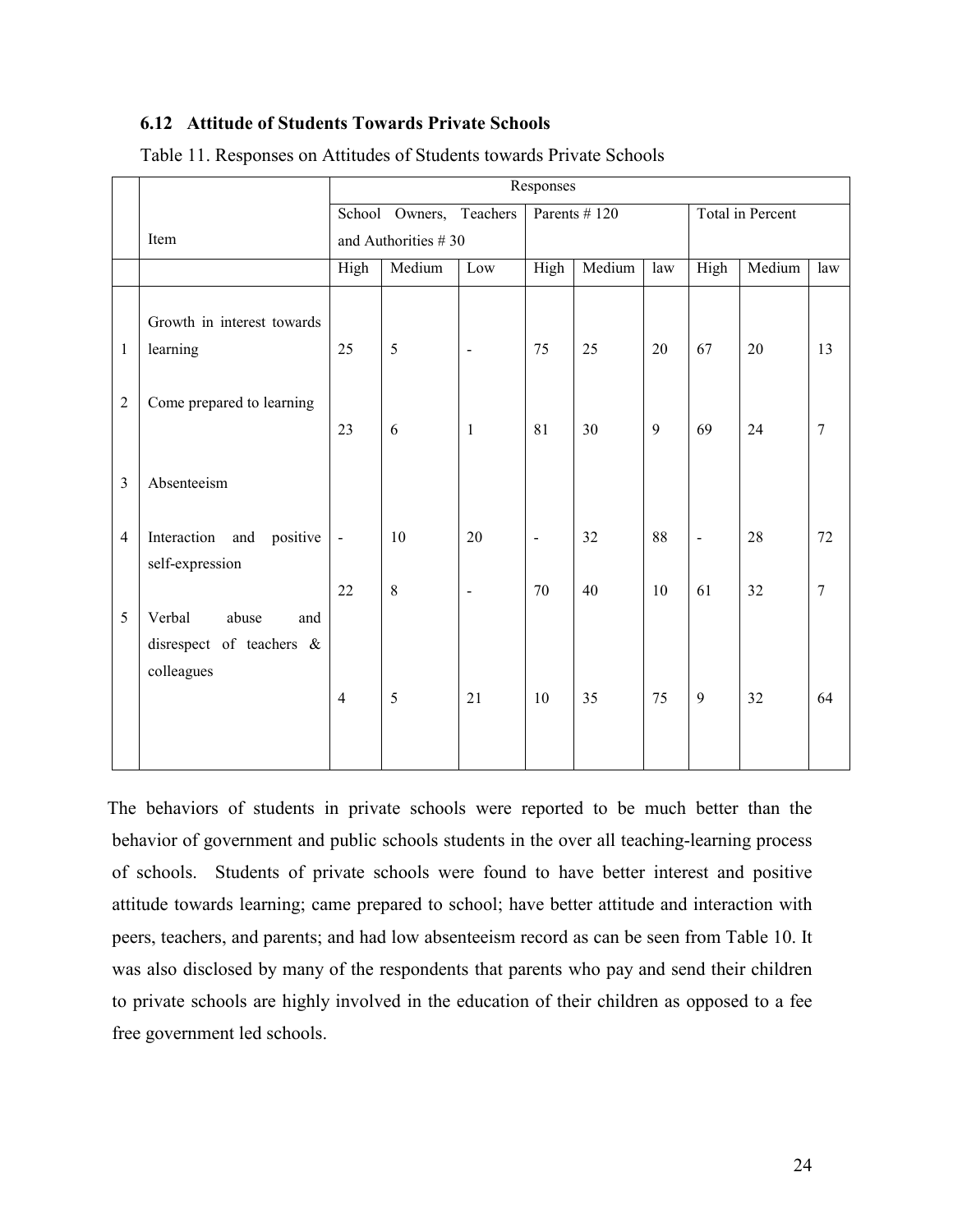### 6.12 Attitude of Students Towards Private Schools

Table 11. Responses on Attitudes of Students towards Private Schools

| | Item | Responses | | | | | | | | |
|---|---|---|---|---|---|---|---|---|---|---|
| | | School Owners, Teachers and Authorities # 30 | | | Parents # 120 | | | Total in Percent | | |
| | | High | Medium | Low | High | Medium | law | High | Medium | law |
| 1 | Growth in interest towards learning | 25 | 5 | - | 75 | 25 | 20 | 67 | 20 | 13 |
| 2 | Come prepared to learning | 23 | 6 | 1 | 81 | 30 | 9 | 69 | 24 | 7 |
| 3 | Absenteeism | - | 10 | 20 | - | 32 | 88 | - | 28 | 72 |
| 4 | Interaction and positive self-expression | 22 | 8 | - | 70 | 40 | 10 | 61 | 32 | 7 |
| 5 | Verbal abuse and disrespect of teachers & colleagues | 4 | 5 | 21 | 10 | 35 | 75 | 9 | 32 | 64 |

The behaviors of students in private schools were reported to be much better than the behavior of government and public schools students in the over all teaching-learning process of schools. Students of private schools were found to have better interest and positive attitude towards learning; came prepared to school; have better attitude and interaction with peers, teachers, and parents; and had low absenteeism record as can be seen from Table 10. It was also disclosed by many of the respondents that parents who pay and send their children to private schools are highly involved in the education of their children as opposed to a fee free government led schools.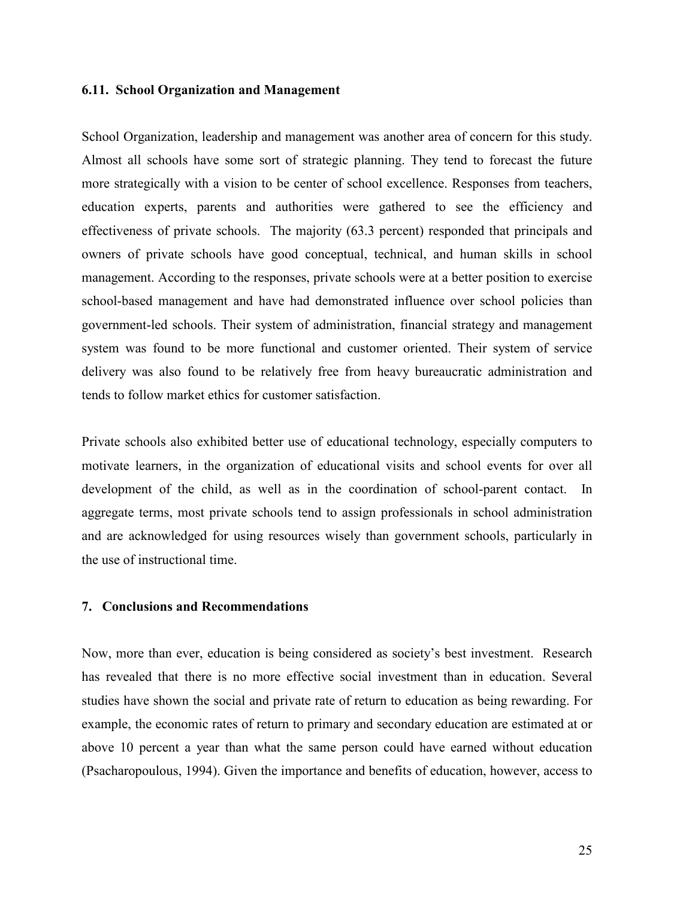### 6.11. School Organization and Management

School Organization, leadership and management was another area of concern for this study. Almost all schools have some sort of strategic planning. They tend to forecast the future more strategically with a vision to be center of school excellence. Responses from teachers, education experts, parents and authorities were gathered to see the efficiency and effectiveness of private schools. The majority (63.3 percent) responded that principals and owners of private schools have good conceptual, technical, and human skills in school management. According to the responses, private schools were at a better position to exercise school-based management and have had demonstrated influence over school policies than government-led schools. Their system of administration, financial strategy and management system was found to be more functional and customer oriented. Their system of service delivery was also found to be relatively free from heavy bureaucratic administration and tends to follow market ethics for customer satisfaction.

Private schools also exhibited better use of educational technology, especially computers to motivate learners, in the organization of educational visits and school events for over all development of the child, as well as in the coordination of school-parent contact. In aggregate terms, most private schools tend to assign professionals in school administration and are acknowledged for using resources wisely than government schools, particularly in the use of instructional time.

## 7. Conclusions and Recommendations

Now, more than ever, education is being considered as society's best investment. Research has revealed that there is no more effective social investment than in education. Several studies have shown the social and private rate of return to education as being rewarding. For example, the economic rates of return to primary and secondary education are estimated at or above 10 percent a year than what the same person could have earned without education (Psacharopoulous, 1994). Given the importance and benefits of education, however, access to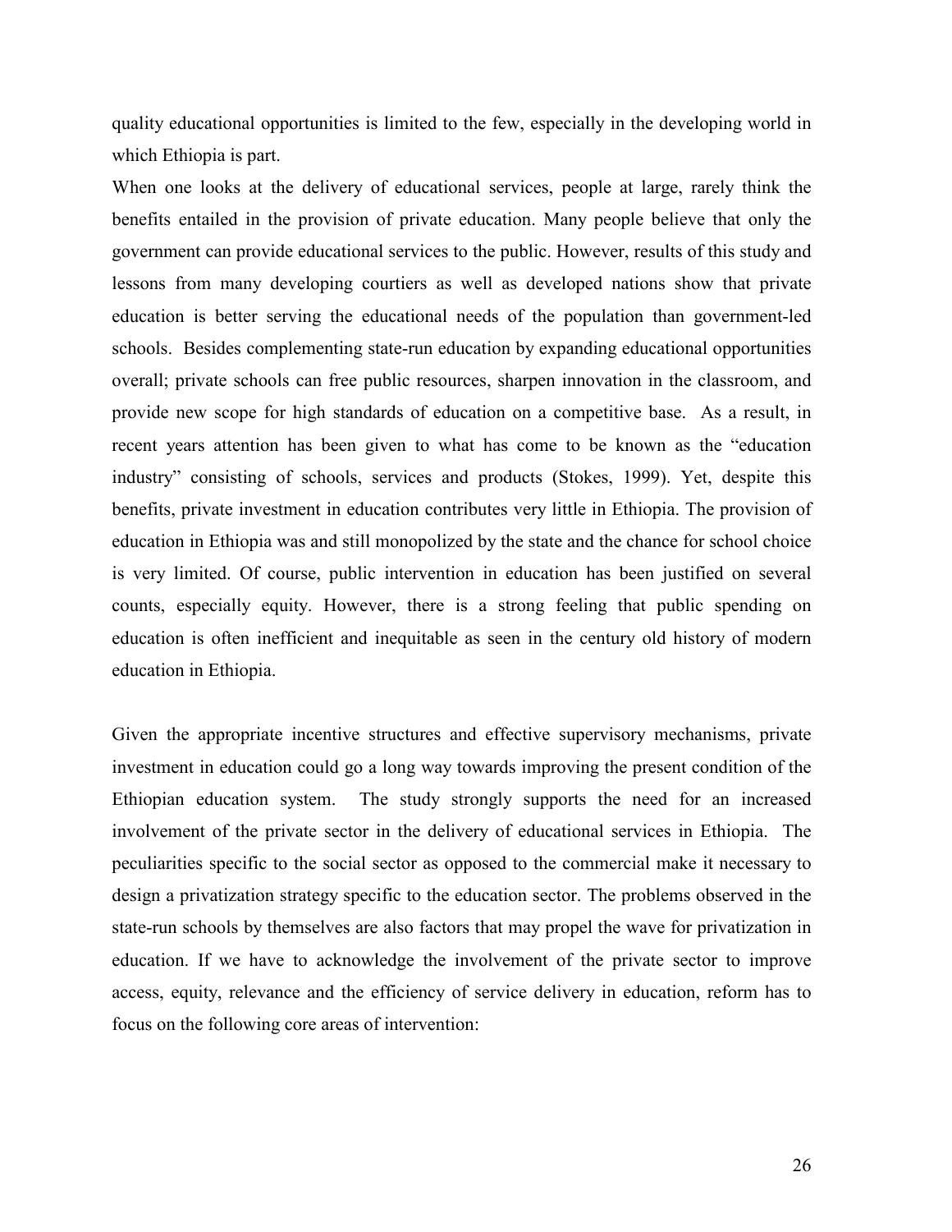quality educational opportunities is limited to the few, especially in the developing world in which Ethiopia is part.

When one looks at the delivery of educational services, people at large, rarely think the benefits entailed in the provision of private education. Many people believe that only the government can provide educational services to the public. However, results of this study and lessons from many developing courtiers as well as developed nations show that private education is better serving the educational needs of the population than government-led schools. Besides complementing state-run education by expanding educational opportunities overall; private schools can free public resources, sharpen innovation in the classroom, and provide new scope for high standards of education on a competitive base. As a result, in recent years attention has been given to what has come to be known as the "education industry" consisting of schools, services and products (Stokes, 1999). Yet, despite this benefits, private investment in education contributes very little in Ethiopia. The provision of education in Ethiopia was and still monopolized by the state and the chance for school choice is very limited. Of course, public intervention in education has been justified on several counts, especially equity. However, there is a strong feeling that public spending on education is often inefficient and inequitable as seen in the century old history of modern education in Ethiopia.

Given the appropriate incentive structures and effective supervisory mechanisms, private investment in education could go a long way towards improving the present condition of the Ethiopian education system. The study strongly supports the need for an increased involvement of the private sector in the delivery of educational services in Ethiopia. The peculiarities specific to the social sector as opposed to the commercial make it necessary to design a privatization strategy specific to the education sector. The problems observed in the state-run schools by themselves are also factors that may propel the wave for privatization in education. If we have to acknowledge the involvement of the private sector to improve access, equity, relevance and the efficiency of service delivery in education, reform has to focus on the following core areas of intervention: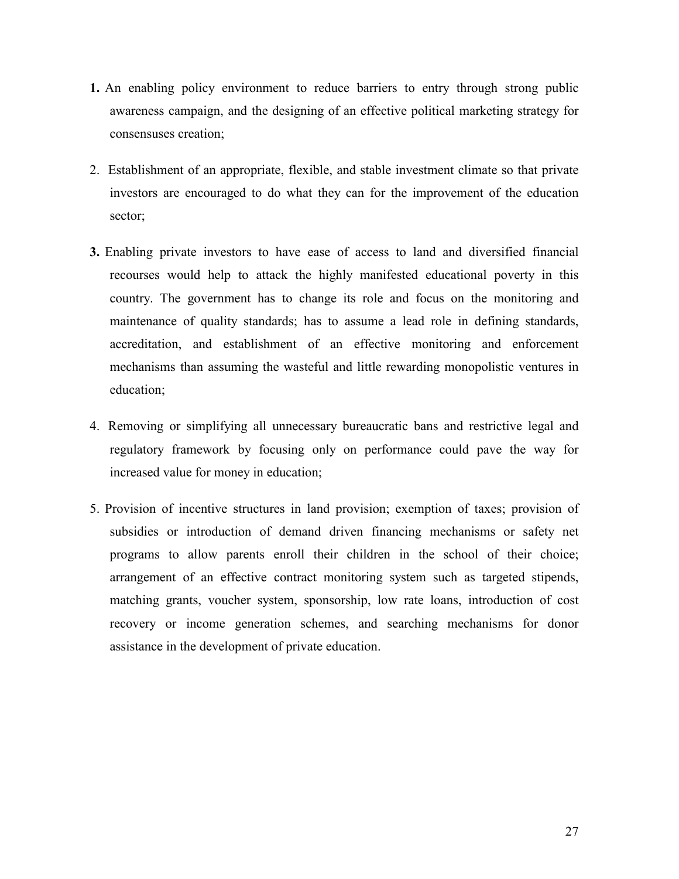**1.** An enabling policy environment to reduce barriers to entry through strong public awareness campaign, and the designing of an effective political marketing strategy for consensuses creation;

2. Establishment of an appropriate, flexible, and stable investment climate so that private investors are encouraged to do what they can for the improvement of the education sector;

**3.** Enabling private investors to have ease of access to land and diversified financial recourses would help to attack the highly manifested educational poverty in this country. The government has to change its role and focus on the monitoring and maintenance of quality standards; has to assume a lead role in defining standards, accreditation, and establishment of an effective monitoring and enforcement mechanisms than assuming the wasteful and little rewarding monopolistic ventures in education;

4. Removing or simplifying all unnecessary bureaucratic bans and restrictive legal and regulatory framework by focusing only on performance could pave the way for increased value for money in education;

5. Provision of incentive structures in land provision; exemption of taxes; provision of subsidies or introduction of demand driven financing mechanisms or safety net programs to allow parents enroll their children in the school of their choice; arrangement of an effective contract monitoring system such as targeted stipends, matching grants, voucher system, sponsorship, low rate loans, introduction of cost recovery or income generation schemes, and searching mechanisms for donor assistance in the development of private education.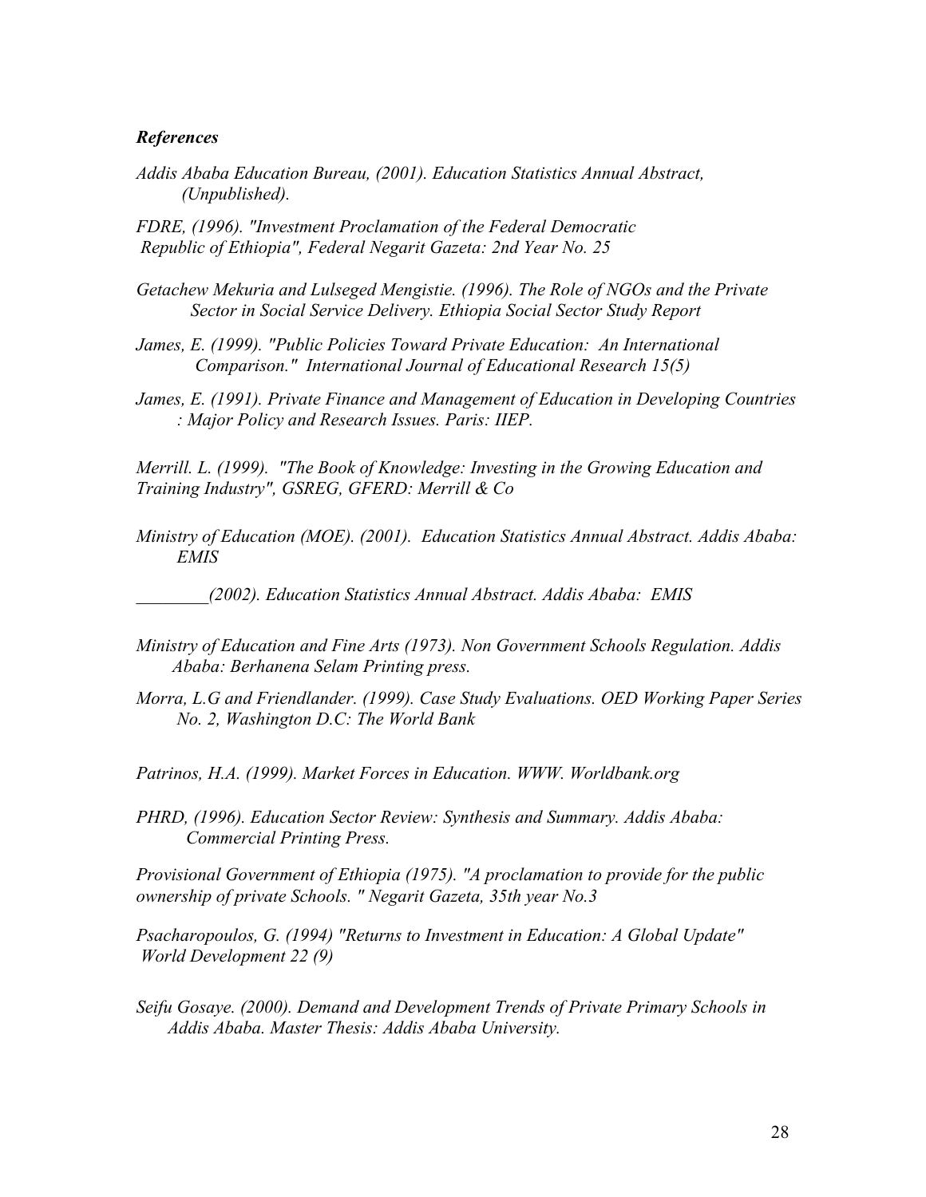***References***

*Addis Ababa Education Bureau, (2001). Education Statistics Annual Abstract, (Unpublished).*

*FDRE, (1996). "Investment Proclamation of the Federal Democratic Republic of Ethiopia", Federal Negarit Gazeta: 2nd Year No. 25*

*Getachew Mekuria and Lulseged Mengistie. (1996). The Role of NGOs and the Private Sector in Social Service Delivery. Ethiopia Social Sector Study Report*

*James, E. (1999). "Public Policies Toward Private Education: An International Comparison." International Journal of Educational Research 15(5)*

*James, E. (1991). Private Finance and Management of Education in Developing Countries : Major Policy and Research Issues. Paris: IIEP.*

*Merrill. L. (1999). "The Book of Knowledge: Investing in the Growing Education and Training Industry", GSREG, GFERD: Merrill & Co*

*Ministry of Education (MOE). (2001). Education Statistics Annual Abstract. Addis Ababa: EMIS*

*________(2002). Education Statistics Annual Abstract. Addis Ababa: EMIS*

*Ministry of Education and Fine Arts (1973). Non Government Schools Regulation. Addis Ababa: Berhanena Selam Printing press.*

*Morra, L.G and Friendlander. (1999). Case Study Evaluations. OED Working Paper Series No. 2, Washington D.C: The World Bank*

*Patrinos, H.A. (1999). Market Forces in Education. WWW. Worldbank.org*

*PHRD, (1996). Education Sector Review: Synthesis and Summary. Addis Ababa: Commercial Printing Press.*

*Provisional Government of Ethiopia (1975). "A proclamation to provide for the public ownership of private Schools. " Negarit Gazeta, 35th year No.3*

*Psacharopoulos, G. (1994) "Returns to Investment in Education: A Global Update" World Development 22 (9)*

*Seifu Gosaye. (2000). Demand and Development Trends of Private Primary Schools in Addis Ababa. Master Thesis: Addis Ababa University.*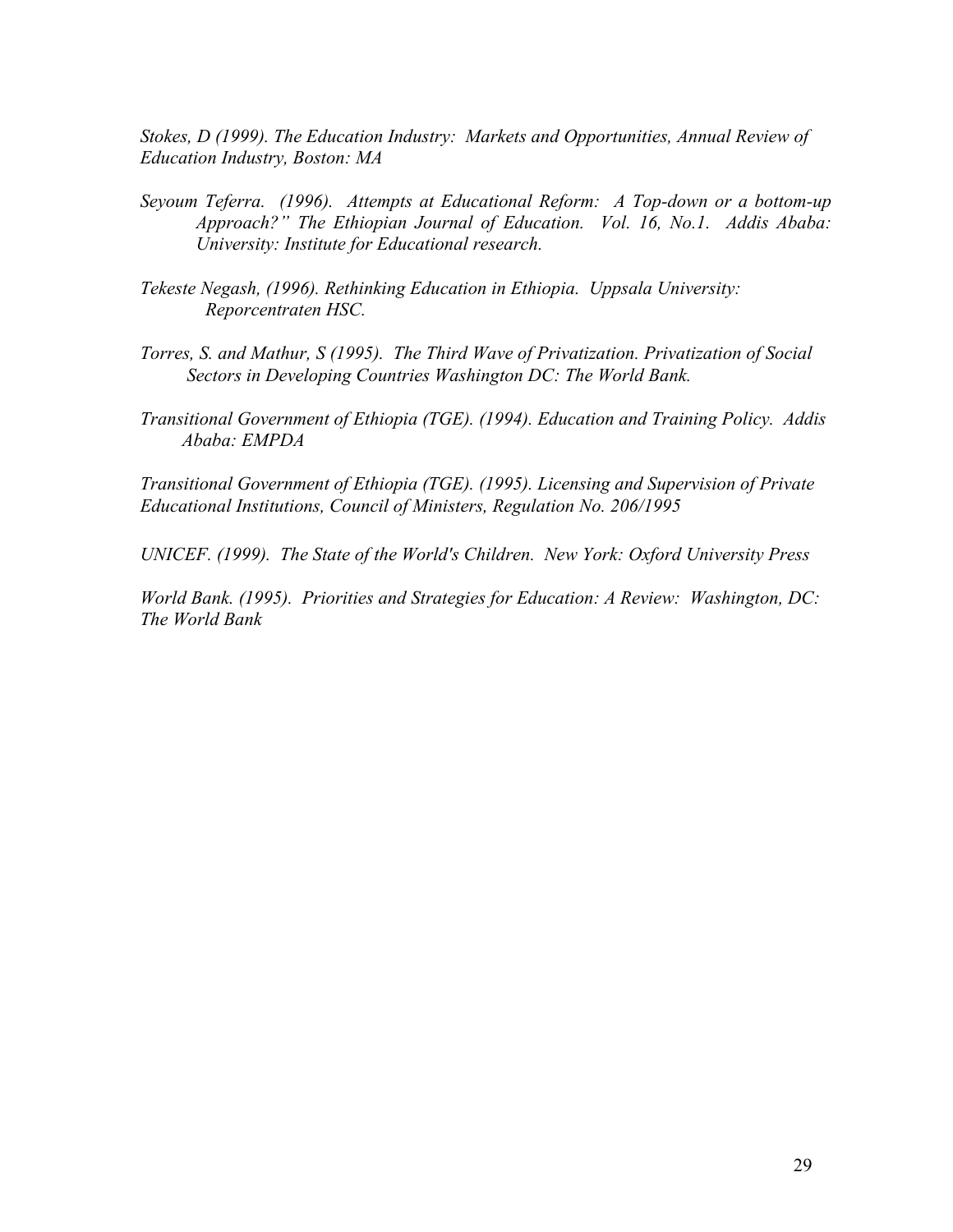*Stokes, D (1999). The Education Industry: Markets and Opportunities, Annual Review of Education Industry, Boston: MA*

*Seyoum Teferra. (1996). Attempts at Educational Reform: A Top-down or a bottom-up Approach?" The Ethiopian Journal of Education. Vol. 16, No.1. Addis Ababa: University: Institute for Educational research.*

*Tekeste Negash, (1996). Rethinking Education in Ethiopia. Uppsala University: Reporcentraten HSC.*

*Torres, S. and Mathur, S (1995). The Third Wave of Privatization. Privatization of Social Sectors in Developing Countries Washington DC: The World Bank.*

*Transitional Government of Ethiopia (TGE). (1994). Education and Training Policy. Addis Ababa: EMPDA*

*Transitional Government of Ethiopia (TGE). (1995). Licensing and Supervision of Private Educational Institutions, Council of Ministers, Regulation No. 206/1995*

*UNICEF. (1999). The State of the World's Children. New York: Oxford University Press*

*World Bank. (1995). Priorities and Strategies for Education: A Review: Washington, DC: The World Bank*